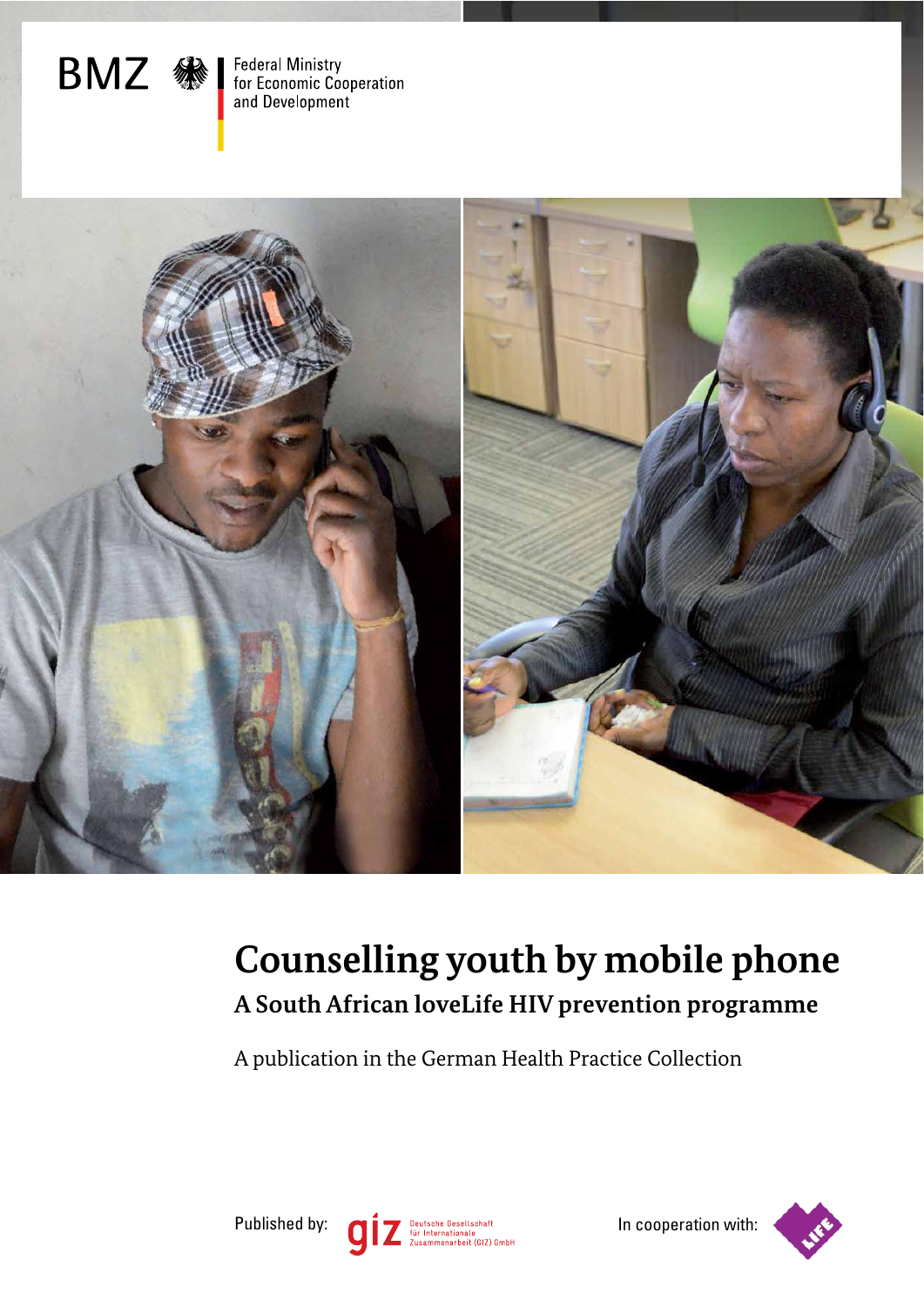BMZ | Federal Ministry for Economic Cooperation and Development

# Counselling youth by mobile phone

## A South African loveLife HIV prevention programme

A publication in the German Health Practice Collection

Published by: giz Deutsche Gesellschaft für Internationale Zusammenarbeit (GIZ) GmbH

In cooperation with: LIFE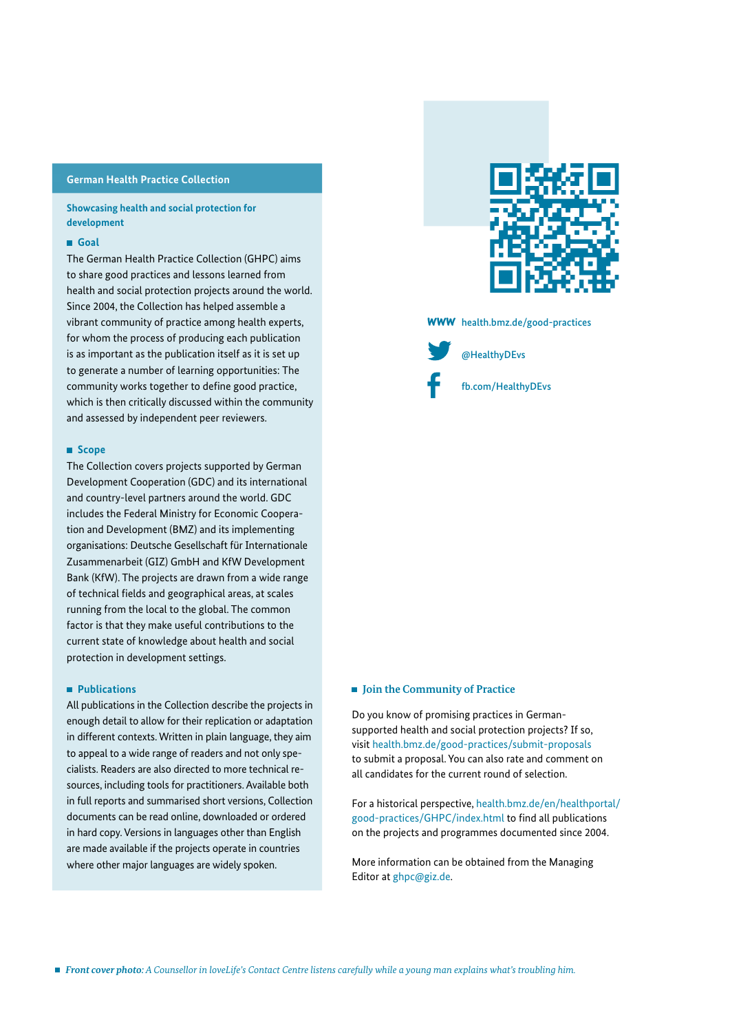## German Health Practice Collection

**Showcasing health and social protection for development**

### Goal

The German Health Practice Collection (GHPC) aims to share good practices and lessons learned from health and social protection projects around the world. Since 2004, the Collection has helped assemble a vibrant community of practice among health experts, for whom the process of producing each publication is as important as the publication itself as it is set up to generate a number of learning opportunities: The community works together to define good practice, which is then critically discussed within the community and assessed by independent peer reviewers.

### Scope

The Collection covers projects supported by German Development Cooperation (GDC) and its international and country-level partners around the world. GDC includes the Federal Ministry for Economic Cooperation and Development (BMZ) and its implementing organisations: Deutsche Gesellschaft für Internationale Zusammenarbeit (GIZ) GmbH and KfW Development Bank (KfW). The projects are drawn from a wide range of technical fields and geographical areas, at scales running from the local to the global. The common factor is that they make useful contributions to the current state of knowledge about health and social protection in development settings.

### Publications

All publications in the Collection describe the projects in enough detail to allow for their replication or adaptation in different contexts. Written in plain language, they aim to appeal to a wide range of readers and not only specialists. Readers are also directed to more technical resources, including tools for practitioners. Available both in full reports and summarised short versions, Collection documents can be read online, downloaded or ordered in hard copy. Versions in languages other than English are made available if the projects operate in countries where other major languages are widely spoken.

WWW health.bmz.de/good-practices

@HealthyDEvs

fb.com/HealthyDEvs

### Join the Community of Practice

Do you know of promising practices in German-supported health and social protection projects? If so, visit health.bmz.de/good-practices/submit-proposals to submit a proposal. You can also rate and comment on all candidates for the current round of selection.

For a historical perspective, health.bmz.de/en/healthportal/good-practices/GHPC/index.html to find all publications on the projects and programmes documented since 2004.

More information can be obtained from the Managing Editor at ghpc@giz.de.

***Front cover photo:*** *A Counsellor in loveLife's Contact Centre listens carefully while a young man explains what's troubling him.*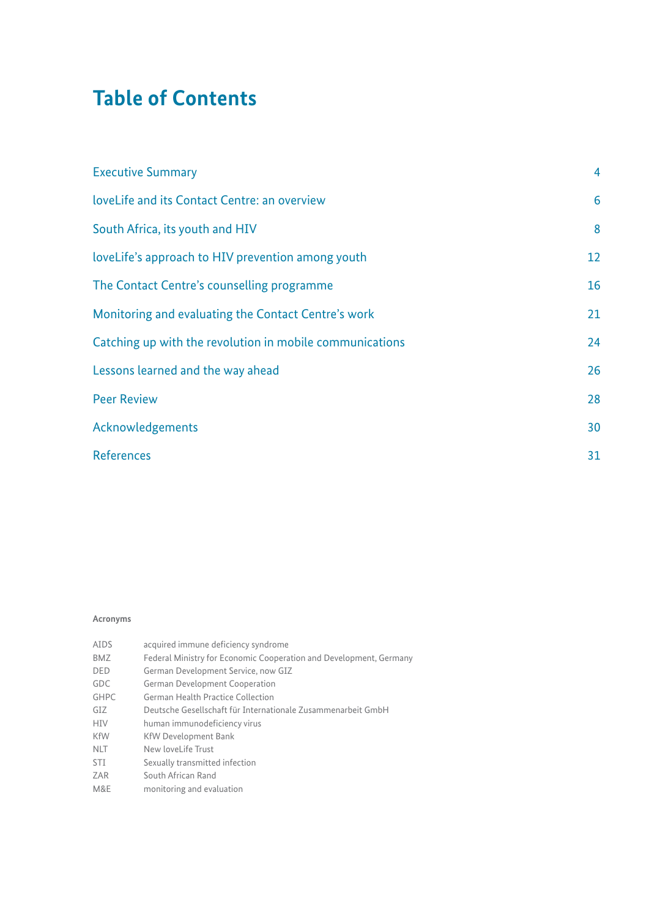# Table of Contents

| | |
|---|---|
| Executive Summary | 4 |
| loveLife and its Contact Centre: an overview | 6 |
| South Africa, its youth and HIV | 8 |
| loveLife's approach to HIV prevention among youth | 12 |
| The Contact Centre's counselling programme | 16 |
| Monitoring and evaluating the Contact Centre's work | 21 |
| Catching up with the revolution in mobile communications | 24 |
| Lessons learned and the way ahead | 26 |
| Peer Review | 28 |
| Acknowledgements | 30 |
| References | 31 |

**Acronyms**

| | |
|---|---|
| AIDS | acquired immune deficiency syndrome |
| BMZ | Federal Ministry for Economic Cooperation and Development, Germany |
| DED | German Development Service, now GIZ |
| GDC | German Development Cooperation |
| GHPC | German Health Practice Collection |
| GIZ | Deutsche Gesellschaft für Internationale Zusammenarbeit GmbH |
| HIV | human immunodeficiency virus |
| KfW | KfW Development Bank |
| NLT | New loveLife Trust |
| STI | Sexually transmitted infection |
| ZAR | South African Rand |
| M&E | monitoring and evaluation |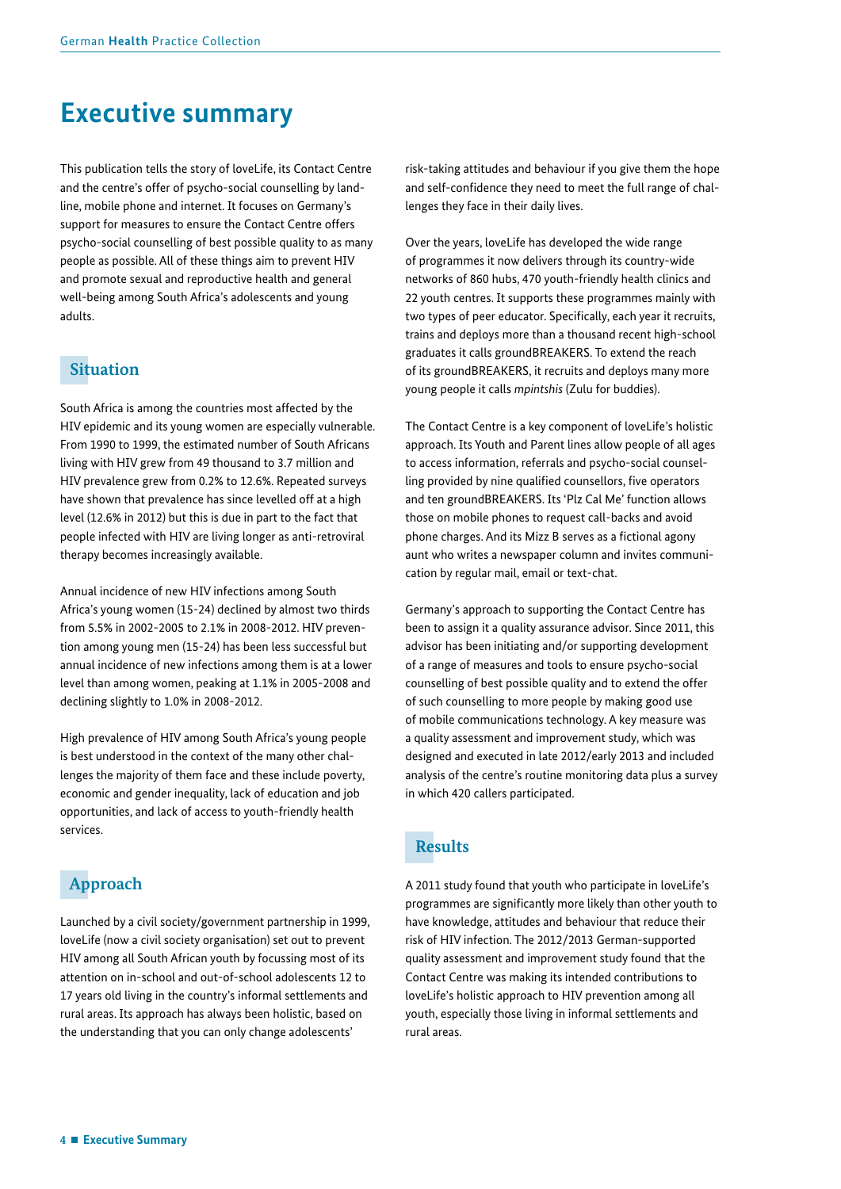# Executive summary

This publication tells the story of loveLife, its Contact Centre and the centre's offer of psycho-social counselling by landline, mobile phone and internet. It focuses on Germany's support for measures to ensure the Contact Centre offers psycho-social counselling of best possible quality to as many people as possible. All of these things aim to prevent HIV and promote sexual and reproductive health and general well-being among South Africa's adolescents and young adults.

## Situation

South Africa is among the countries most affected by the HIV epidemic and its young women are especially vulnerable. From 1990 to 1999, the estimated number of South Africans living with HIV grew from 49 thousand to 3.7 million and HIV prevalence grew from 0.2% to 12.6%. Repeated surveys have shown that prevalence has since levelled off at a high level (12.6% in 2012) but this is due in part to the fact that people infected with HIV are living longer as anti-retroviral therapy becomes increasingly available.

Annual incidence of new HIV infections among South Africa's young women (15-24) declined by almost two thirds from 5.5% in 2002-2005 to 2.1% in 2008-2012. HIV prevention among young men (15-24) has been less successful but annual incidence of new infections among them is at a lower level than among women, peaking at 1.1% in 2005-2008 and declining slightly to 1.0% in 2008-2012.

High prevalence of HIV among South Africa's young people is best understood in the context of the many other challenges the majority of them face and these include poverty, economic and gender inequality, lack of education and job opportunities, and lack of access to youth-friendly health services.

## Approach

Launched by a civil society/government partnership in 1999, loveLife (now a civil society organisation) set out to prevent HIV among all South African youth by focussing most of its attention on in-school and out-of-school adolescents 12 to 17 years old living in the country's informal settlements and rural areas. Its approach has always been holistic, based on the understanding that you can only change adolescents' risk-taking attitudes and behaviour if you give them the hope and self-confidence they need to meet the full range of challenges they face in their daily lives.

Over the years, loveLife has developed the wide range of programmes it now delivers through its country-wide networks of 860 hubs, 470 youth-friendly health clinics and 22 youth centres. It supports these programmes mainly with two types of peer educator. Specifically, each year it recruits, trains and deploys more than a thousand recent high-school graduates it calls groundBREAKERS. To extend the reach of its groundBREAKERS, it recruits and deploys many more young people it calls *mpintshis* (Zulu for buddies).

The Contact Centre is a key component of loveLife's holistic approach. Its Youth and Parent lines allow people of all ages to access information, referrals and psycho-social counselling provided by nine qualified counsellors, five operators and ten groundBREAKERS. Its 'Plz Cal Me' function allows those on mobile phones to request call-backs and avoid phone charges. And its Mizz B serves as a fictional agony aunt who writes a newspaper column and invites communication by regular mail, email or text-chat.

Germany's approach to supporting the Contact Centre has been to assign it a quality assurance advisor. Since 2011, this advisor has been initiating and/or supporting development of a range of measures and tools to ensure psycho-social counselling of best possible quality and to extend the offer of such counselling to more people by making good use of mobile communications technology. A key measure was a quality assessment and improvement study, which was designed and executed in late 2012/early 2013 and included analysis of the centre's routine monitoring data plus a survey in which 420 callers participated.

## Results

A 2011 study found that youth who participate in loveLife's programmes are significantly more likely than other youth to have knowledge, attitudes and behaviour that reduce their risk of HIV infection. The 2012/2013 German-supported quality assessment and improvement study found that the Contact Centre was making its intended contributions to loveLife's holistic approach to HIV prevention among all youth, especially those living in informal settlements and rural areas.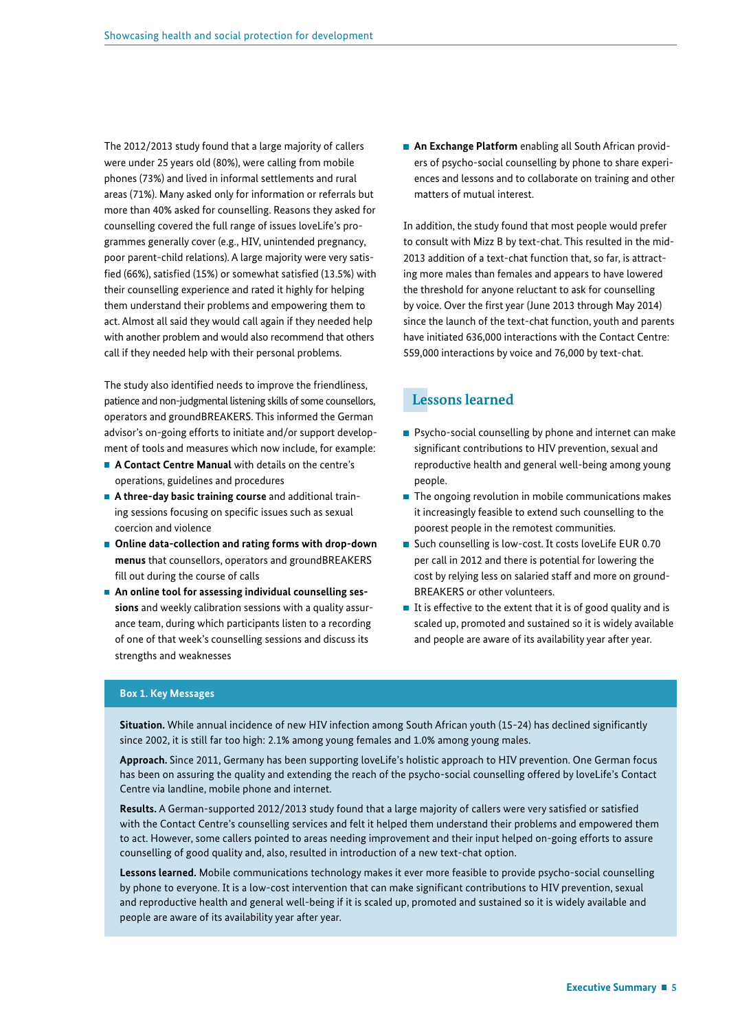The 2012/2013 study found that a large majority of callers were under 25 years old (80%), were calling from mobile phones (73%) and lived in informal settlements and rural areas (71%). Many asked only for information or referrals but more than 40% asked for counselling. Reasons they asked for counselling covered the full range of issues loveLife's programmes generally cover (e.g., HIV, unintended pregnancy, poor parent-child relations). A large majority were very satisfied (66%), satisfied (15%) or somewhat satisfied (13.5%) with their counselling experience and rated it highly for helping them understand their problems and empowering them to act. Almost all said they would call again if they needed help with another problem and would also recommend that others call if they needed help with their personal problems.

The study also identified needs to improve the friendliness, patience and non-judgmental listening skills of some counsellors, operators and groundBREAKERS. This informed the German advisor's on-going efforts to initiate and/or support development of tools and measures which now include, for example:

- **A Contact Centre Manual** with details on the centre's operations, guidelines and procedures
- **A three-day basic training course** and additional training sessions focusing on specific issues such as sexual coercion and violence
- **Online data-collection and rating forms with drop-down menus** that counsellors, operators and groundBREAKERS fill out during the course of calls
- **An online tool for assessing individual counselling sessions** and weekly calibration sessions with a quality assurance team, during which participants listen to a recording of one of that week's counselling sessions and discuss its strengths and weaknesses
- **An Exchange Platform** enabling all South African providers of psycho-social counselling by phone to share experiences and lessons and to collaborate on training and other matters of mutual interest.

In addition, the study found that most people would prefer to consult with Mizz B by text-chat. This resulted in the mid-2013 addition of a text-chat function that, so far, is attracting more males than females and appears to have lowered the threshold for anyone reluctant to ask for counselling by voice. Over the first year (June 2013 through May 2014) since the launch of the text-chat function, youth and parents have initiated 636,000 interactions with the Contact Centre: 559,000 interactions by voice and 76,000 by text-chat.

## Lessons learned

- Psycho-social counselling by phone and internet can make significant contributions to HIV prevention, sexual and reproductive health and general well-being among young people.
- The ongoing revolution in mobile communications makes it increasingly feasible to extend such counselling to the poorest people in the remotest communities.
- Such counselling is low-cost. It costs loveLife EUR 0.70 per call in 2012 and there is potential for lowering the cost by relying less on salaried staff and more on groundBREAKERS or other volunteers.
- It is effective to the extent that it is of good quality and is scaled up, promoted and sustained so it is widely available and people are aware of its availability year after year.

**Box 1. Key Messages**

**Situation.** While annual incidence of new HIV infection among South African youth (15-24) has declined significantly since 2002, it is still far too high: 2.1% among young females and 1.0% among young males.

**Approach.** Since 2011, Germany has been supporting loveLife's holistic approach to HIV prevention. One German focus has been on assuring the quality and extending the reach of the psycho-social counselling offered by loveLife's Contact Centre via landline, mobile phone and internet.

**Results.** A German-supported 2012/2013 study found that a large majority of callers were very satisfied or satisfied with the Contact Centre's counselling services and felt it helped them understand their problems and empowered them to act. However, some callers pointed to areas needing improvement and their input helped on-going efforts to assure counselling of good quality and, also, resulted in introduction of a new text-chat option.

**Lessons learned.** Mobile communications technology makes it ever more feasible to provide psycho-social counselling by phone to everyone. It is a low-cost intervention that can make significant contributions to HIV prevention, sexual and reproductive health and general well-being if it is scaled up, promoted and sustained so it is widely available and people are aware of its availability year after year.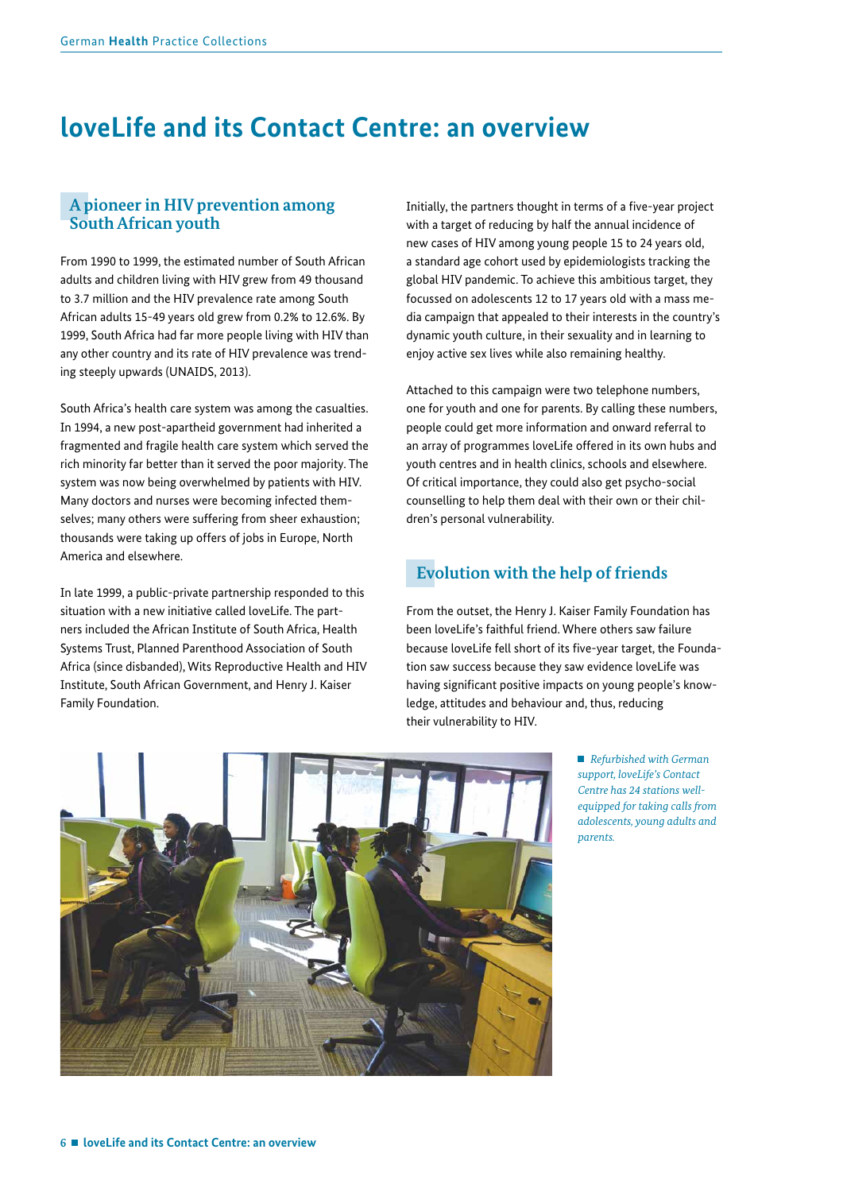# loveLife and its Contact Centre: an overview

## A pioneer in HIV prevention among South African youth

From 1990 to 1999, the estimated number of South African adults and children living with HIV grew from 49 thousand to 3.7 million and the HIV prevalence rate among South African adults 15-49 years old grew from 0.2% to 12.6%. By 1999, South Africa had far more people living with HIV than any other country and its rate of HIV prevalence was trending steeply upwards (UNAIDS, 2013).

South Africa's health care system was among the casualties. In 1994, a new post-apartheid government had inherited a fragmented and fragile health care system which served the rich minority far better than it served the poor majority. The system was now being overwhelmed by patients with HIV. Many doctors and nurses were becoming infected themselves; many others were suffering from sheer exhaustion; thousands were taking up offers of jobs in Europe, North America and elsewhere.

In late 1999, a public-private partnership responded to this situation with a new initiative called loveLife. The partners included the African Institute of South Africa, Health Systems Trust, Planned Parenthood Association of South Africa (since disbanded), Wits Reproductive Health and HIV Institute, South African Government, and Henry J. Kaiser Family Foundation.

Initially, the partners thought in terms of a five-year project with a target of reducing by half the annual incidence of new cases of HIV among young people 15 to 24 years old, a standard age cohort used by epidemiologists tracking the global HIV pandemic. To achieve this ambitious target, they focussed on adolescents 12 to 17 years old with a mass media campaign that appealed to their interests in the country's dynamic youth culture, in their sexuality and in learning to enjoy active sex lives while also remaining healthy.

Attached to this campaign were two telephone numbers, one for youth and one for parents. By calling these numbers, people could get more information and onward referral to an array of programmes loveLife offered in its own hubs and youth centres and in health clinics, schools and elsewhere. Of critical importance, they could also get psycho-social counselling to help them deal with their own or their children's personal vulnerability.

## Evolution with the help of friends

From the outset, the Henry J. Kaiser Family Foundation has been loveLife's faithful friend. Where others saw failure because loveLife fell short of its five-year target, the Foundation saw success because they saw evidence loveLife was having significant positive impacts on young people's knowledge, attitudes and behaviour and, thus, reducing their vulnerability to HIV.

*Refurbished with German support, loveLife's Contact Centre has 24 stations well-equipped for taking calls from adolescents, young adults and parents.*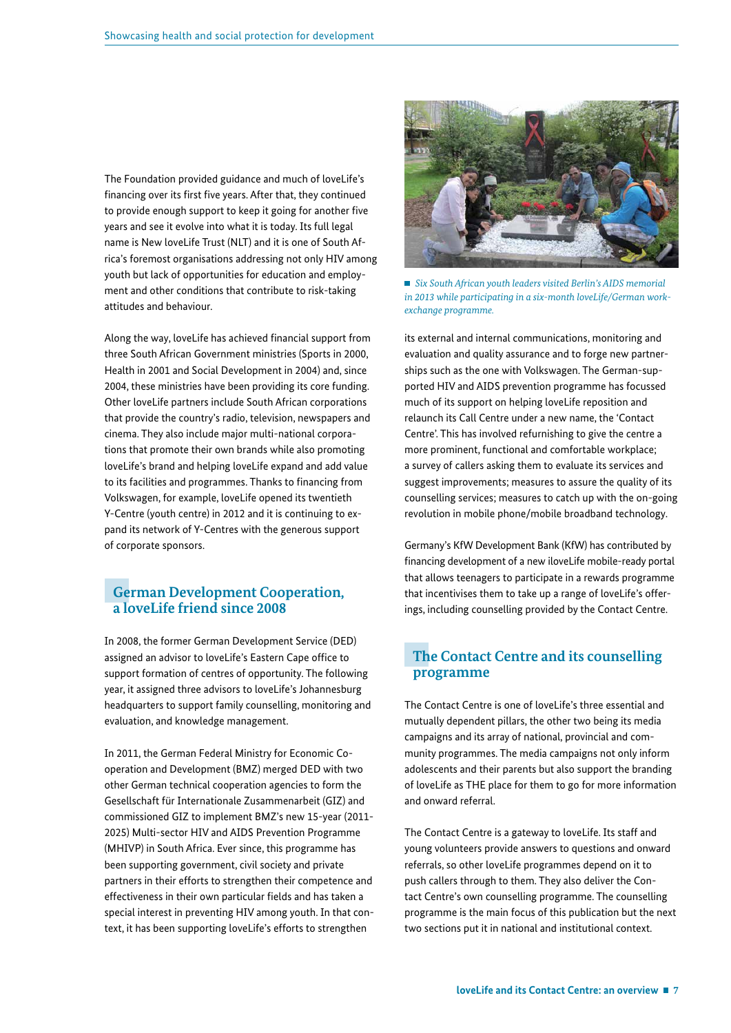The Foundation provided guidance and much of loveLife's financing over its first five years. After that, they continued to provide enough support to keep it going for another five years and see it evolve into what it is today. Its full legal name is New loveLife Trust (NLT) and it is one of South Africa's foremost organisations addressing not only HIV among youth but lack of opportunities for education and employment and other conditions that contribute to risk-taking attitudes and behaviour.

Along the way, loveLife has achieved financial support from three South African Government ministries (Sports in 2000, Health in 2001 and Social Development in 2004) and, since 2004, these ministries have been providing its core funding. Other loveLife partners include South African corporations that provide the country's radio, television, newspapers and cinema. They also include major multi-national corporations that promote their own brands while also promoting loveLife's brand and helping loveLife expand and add value to its facilities and programmes. Thanks to financing from Volkswagen, for example, loveLife opened its twentieth Y-Centre (youth centre) in 2012 and it is continuing to expand its network of Y-Centres with the generous support of corporate sponsors.

## German Development Cooperation, a loveLife friend since 2008

In 2008, the former German Development Service (DED) assigned an advisor to loveLife's Eastern Cape office to support formation of centres of opportunity. The following year, it assigned three advisors to loveLife's Johannesburg headquarters to support family counselling, monitoring and evaluation, and knowledge management.

In 2011, the German Federal Ministry for Economic Cooperation and Development (BMZ) merged DED with two other German technical cooperation agencies to form the Gesellschaft für Internationale Zusammenarbeit (GIZ) and commissioned GIZ to implement BMZ's new 15-year (2011-2025) Multi-sector HIV and AIDS Prevention Programme (MHIVP) in South Africa. Ever since, this programme has been supporting government, civil society and private partners in their efforts to strengthen their competence and effectiveness in their own particular fields and has taken a special interest in preventing HIV among youth. In that context, it has been supporting loveLife's efforts to strengthen its external and internal communications, monitoring and evaluation and quality assurance and to forge new partnerships such as the one with Volkswagen. The German-supported HIV and AIDS prevention programme has focussed much of its support on helping loveLife reposition and relaunch its Call Centre under a new name, the 'Contact Centre'. This has involved refurnishing to give the centre a more prominent, functional and comfortable workplace; a survey of callers asking them to evaluate its services and suggest improvements; measures to assure the quality of its counselling services; measures to catch up with the on-going revolution in mobile phone/mobile broadband technology.

*Six South African youth leaders visited Berlin's AIDS memorial in 2013 while participating in a six-month loveLife/German work-exchange programme.*

Germany's KfW Development Bank (KfW) has contributed by financing development of a new iloveLife mobile-ready portal that allows teenagers to participate in a rewards programme that incentivises them to take up a range of loveLife's offerings, including counselling provided by the Contact Centre.

## The Contact Centre and its counselling programme

The Contact Centre is one of loveLife's three essential and mutually dependent pillars, the other two being its media campaigns and its array of national, provincial and community programmes. The media campaigns not only inform adolescents and their parents but also support the branding of loveLife as THE place for them to go for more information and onward referral.

The Contact Centre is a gateway to loveLife. Its staff and young volunteers provide answers to questions and onward referrals, so other loveLife programmes depend on it to push callers through to them. They also deliver the Contact Centre's own counselling programme. The counselling programme is the main focus of this publication but the next two sections put it in national and institutional context.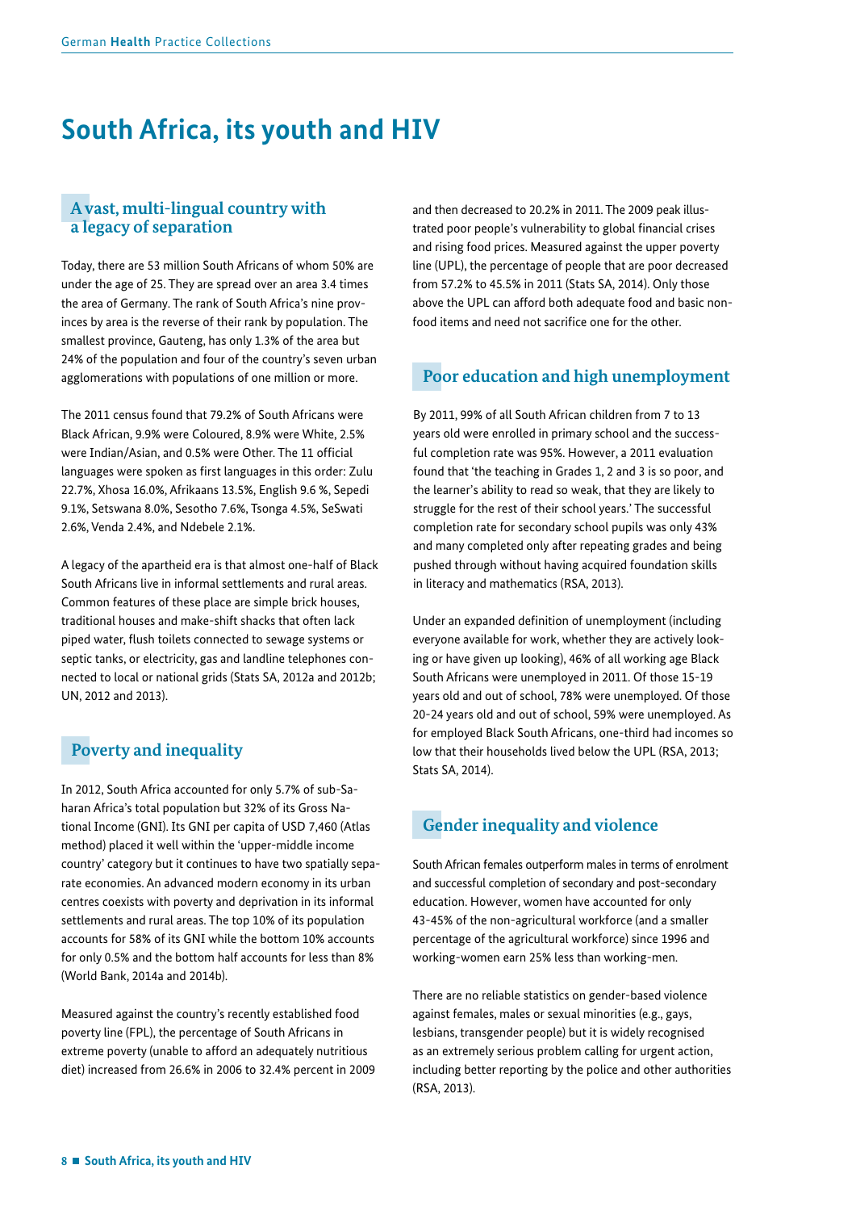# South Africa, its youth and HIV

## A vast, multi-lingual country with a legacy of separation

Today, there are 53 million South Africans of whom 50% are under the age of 25. They are spread over an area 3.4 times the area of Germany. The rank of South Africa's nine provinces by area is the reverse of their rank by population. The smallest province, Gauteng, has only 1.3% of the area but 24% of the population and four of the country's seven urban agglomerations with populations of one million or more.

The 2011 census found that 79.2% of South Africans were Black African, 9.9% were Coloured, 8.9% were White, 2.5% were Indian/Asian, and 0.5% were Other. The 11 official languages were spoken as first languages in this order: Zulu 22.7%, Xhosa 16.0%, Afrikaans 13.5%, English 9.6 %, Sepedi 9.1%, Setswana 8.0%, Sesotho 7.6%, Tsonga 4.5%, SeSwati 2.6%, Venda 2.4%, and Ndebele 2.1%.

A legacy of the apartheid era is that almost one-half of Black South Africans live in informal settlements and rural areas. Common features of these place are simple brick houses, traditional houses and make-shift shacks that often lack piped water, flush toilets connected to sewage systems or septic tanks, or electricity, gas and landline telephones connected to local or national grids (Stats SA, 2012a and 2012b; UN, 2012 and 2013).

## Poverty and inequality

In 2012, South Africa accounted for only 5.7% of sub-Saharan Africa's total population but 32% of its Gross National Income (GNI). Its GNI per capita of USD 7,460 (Atlas method) placed it well within the 'upper-middle income country' category but it continues to have two spatially separate economies. An advanced modern economy in its urban centres coexists with poverty and deprivation in its informal settlements and rural areas. The top 10% of its population accounts for 58% of its GNI while the bottom 10% accounts for only 0.5% and the bottom half accounts for less than 8% (World Bank, 2014a and 2014b).

Measured against the country's recently established food poverty line (FPL), the percentage of South Africans in extreme poverty (unable to afford an adequately nutritious diet) increased from 26.6% in 2006 to 32.4% percent in 2009 and then decreased to 20.2% in 2011. The 2009 peak illustrated poor people's vulnerability to global financial crises and rising food prices. Measured against the upper poverty line (UPL), the percentage of people that are poor decreased from 57.2% to 45.5% in 2011 (Stats SA, 2014). Only those above the UPL can afford both adequate food and basic non-food items and need not sacrifice one for the other.

## Poor education and high unemployment

By 2011, 99% of all South African children from 7 to 13 years old were enrolled in primary school and the successful completion rate was 95%. However, a 2011 evaluation found that 'the teaching in Grades 1, 2 and 3 is so poor, and the learner's ability to read so weak, that they are likely to struggle for the rest of their school years.' The successful completion rate for secondary school pupils was only 43% and many completed only after repeating grades and being pushed through without having acquired foundation skills in literacy and mathematics (RSA, 2013).

Under an expanded definition of unemployment (including everyone available for work, whether they are actively looking or have given up looking), 46% of all working age Black South Africans were unemployed in 2011. Of those 15-19 years old and out of school, 78% were unemployed. Of those 20-24 years old and out of school, 59% were unemployed. As for employed Black South Africans, one-third had incomes so low that their households lived below the UPL (RSA, 2013; Stats SA, 2014).

## Gender inequality and violence

South African females outperform males in terms of enrolment and successful completion of secondary and post-secondary education. However, women have accounted for only 43-45% of the non-agricultural workforce (and a smaller percentage of the agricultural workforce) since 1996 and working-women earn 25% less than working-men.

There are no reliable statistics on gender-based violence against females, males or sexual minorities (e.g., gays, lesbians, transgender people) but it is widely recognised as an extremely serious problem calling for urgent action, including better reporting by the police and other authorities (RSA, 2013).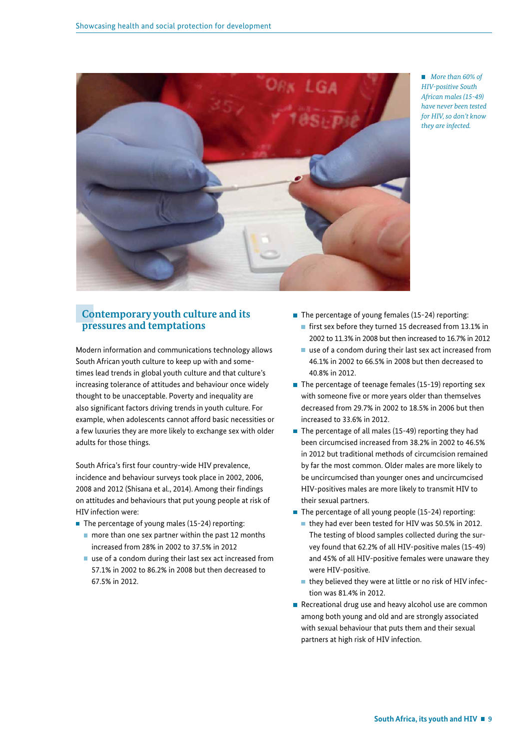*More than 60% of HIV-positive South African males (15-49) have never been tested for HIV, so don't know they are infected.*

## Contemporary youth culture and its pressures and temptations

Modern information and communications technology allows South African youth culture to keep up with and sometimes lead trends in global youth culture and that culture's increasing tolerance of attitudes and behaviour once widely thought to be unacceptable. Poverty and inequality are also significant factors driving trends in youth culture. For example, when adolescents cannot afford basic necessities or a few luxuries they are more likely to exchange sex with older adults for those things.

South Africa's first four country-wide HIV prevalence, incidence and behaviour surveys took place in 2002, 2006, 2008 and 2012 (Shisana et al., 2014). Among their findings on attitudes and behaviours that put young people at risk of HIV infection were:

- The percentage of young males (15-24) reporting:
  - more than one sex partner within the past 12 months increased from 28% in 2002 to 37.5% in 2012
  - use of a condom during their last sex act increased from 57.1% in 2002 to 86.2% in 2008 but then decreased to 67.5% in 2012.
- The percentage of young females (15-24) reporting:
  - first sex before they turned 15 decreased from 13.1% in 2002 to 11.3% in 2008 but then increased to 16.7% in 2012
  - use of a condom during their last sex act increased from 46.1% in 2002 to 66.5% in 2008 but then decreased to 40.8% in 2012.
- The percentage of teenage females (15-19) reporting sex with someone five or more years older than themselves decreased from 29.7% in 2002 to 18.5% in 2006 but then increased to 33.6% in 2012.
- The percentage of all males (15-49) reporting they had been circumcised increased from 38.2% in 2002 to 46.5% in 2012 but traditional methods of circumcision remained by far the most common. Older males are more likely to be uncircumcised than younger ones and uncircumcised HIV-positives males are more likely to transmit HIV to their sexual partners.
- The percentage of all young people (15-24) reporting:
  - they had ever been tested for HIV was 50.5% in 2012. The testing of blood samples collected during the survey found that 62.2% of all HIV-positive males (15-49) and 45% of all HIV-positive females were unaware they were HIV-positive.
  - they believed they were at little or no risk of HIV infection was 81.4% in 2012.
- Recreational drug use and heavy alcohol use are common among both young and old and are strongly associated with sexual behaviour that puts them and their sexual partners at high risk of HIV infection.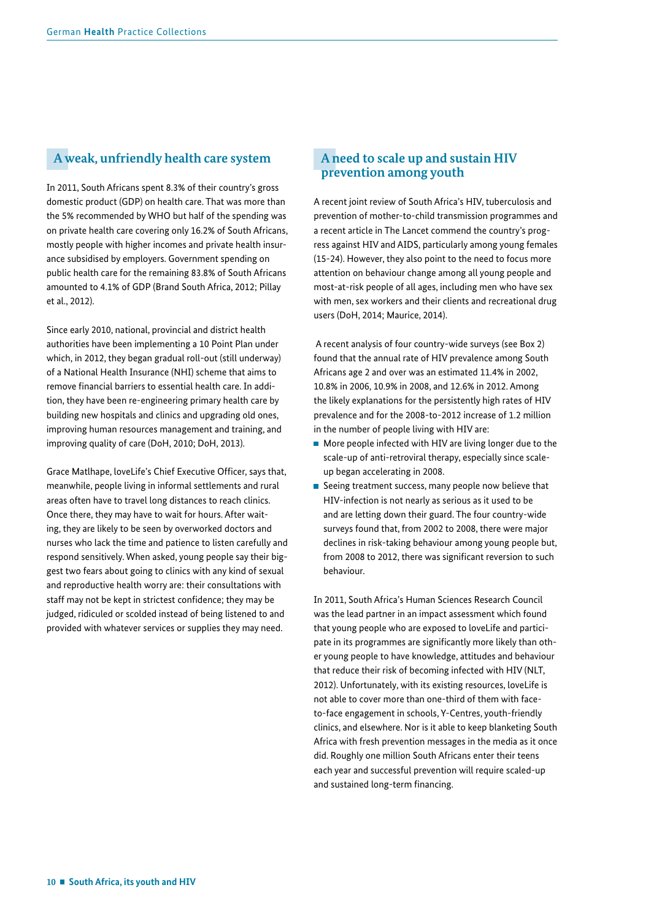## A weak, unfriendly health care system

In 2011, South Africans spent 8.3% of their country's gross domestic product (GDP) on health care. That was more than the 5% recommended by WHO but half of the spending was on private health care covering only 16.2% of South Africans, mostly people with higher incomes and private health insurance subsidised by employers. Government spending on public health care for the remaining 83.8% of South Africans amounted to 4.1% of GDP (Brand South Africa, 2012; Pillay et al., 2012).

Since early 2010, national, provincial and district health authorities have been implementing a 10 Point Plan under which, in 2012, they began gradual roll-out (still underway) of a National Health Insurance (NHI) scheme that aims to remove financial barriers to essential health care. In addition, they have been re-engineering primary health care by building new hospitals and clinics and upgrading old ones, improving human resources management and training, and improving quality of care (DoH, 2010; DoH, 2013).

Grace Matlhape, loveLife's Chief Executive Officer, says that, meanwhile, people living in informal settlements and rural areas often have to travel long distances to reach clinics. Once there, they may have to wait for hours. After waiting, they are likely to be seen by overworked doctors and nurses who lack the time and patience to listen carefully and respond sensitively. When asked, young people say their biggest two fears about going to clinics with any kind of sexual and reproductive health worry are: their consultations with staff may not be kept in strictest confidence; they may be judged, ridiculed or scolded instead of being listened to and provided with whatever services or supplies they may need.

## A need to scale up and sustain HIV prevention among youth

A recent joint review of South Africa's HIV, tuberculosis and prevention of mother-to-child transmission programmes and a recent article in The Lancet commend the country's progress against HIV and AIDS, particularly among young females (15-24). However, they also point to the need to focus more attention on behaviour change among all young people and most-at-risk people of all ages, including men who have sex with men, sex workers and their clients and recreational drug users (DoH, 2014; Maurice, 2014).

A recent analysis of four country-wide surveys (see Box 2) found that the annual rate of HIV prevalence among South Africans age 2 and over was an estimated 11.4% in 2002, 10.8% in 2006, 10.9% in 2008, and 12.6% in 2012. Among the likely explanations for the persistently high rates of HIV prevalence and for the 2008-to-2012 increase of 1.2 million in the number of people living with HIV are:

- More people infected with HIV are living longer due to the scale-up of anti-retroviral therapy, especially since scale-up began accelerating in 2008.
- Seeing treatment success, many people now believe that HIV-infection is not nearly as serious as it used to be and are letting down their guard. The four country-wide surveys found that, from 2002 to 2008, there were major declines in risk-taking behaviour among young people but, from 2008 to 2012, there was significant reversion to such behaviour.

In 2011, South Africa's Human Sciences Research Council was the lead partner in an impact assessment which found that young people who are exposed to loveLife and participate in its programmes are significantly more likely than other young people to have knowledge, attitudes and behaviour that reduce their risk of becoming infected with HIV (NLT, 2012). Unfortunately, with its existing resources, loveLife is not able to cover more than one-third of them with face-to-face engagement in schools, Y-Centres, youth-friendly clinics, and elsewhere. Nor is it able to keep blanketing South Africa with fresh prevention messages in the media as it once did. Roughly one million South Africans enter their teens each year and successful prevention will require scaled-up and sustained long-term financing.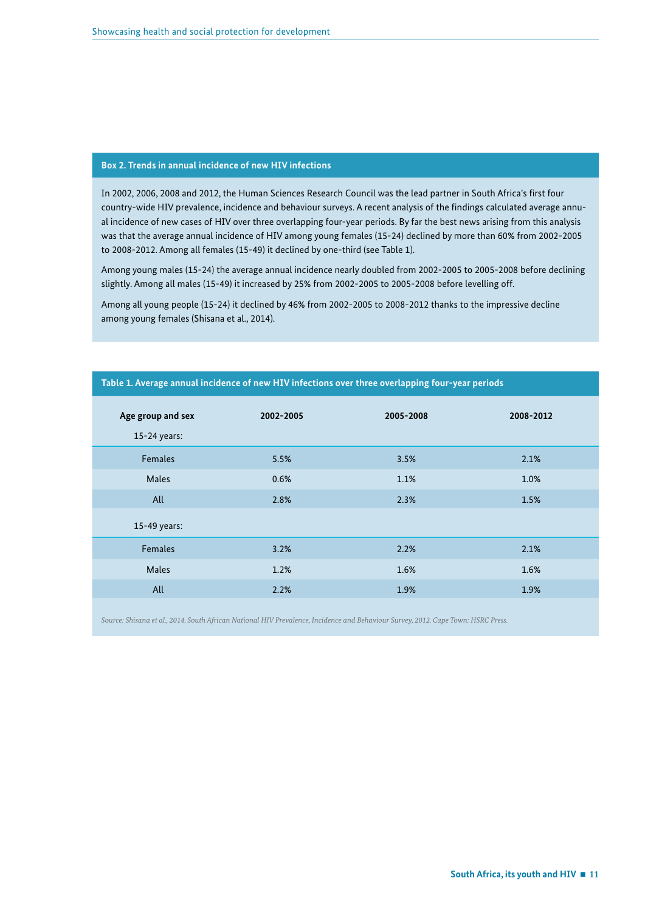### Box 2. Trends in annual incidence of new HIV infections

In 2002, 2006, 2008 and 2012, the Human Sciences Research Council was the lead partner in South Africa's first four country-wide HIV prevalence, incidence and behaviour surveys. A recent analysis of the findings calculated average annual incidence of new cases of HIV over three overlapping four-year periods. By far the best news arising from this analysis was that the average annual incidence of HIV among young females (15-24) declined by more than 60% from 2002-2005 to 2008-2012. Among all females (15-49) it declined by one-third (see Table 1).

Among young males (15-24) the average annual incidence nearly doubled from 2002-2005 to 2005-2008 before declining slightly. Among all males (15-49) it increased by 25% from 2002-2005 to 2005-2008 before levelling off.

Among all young people (15-24) it declined by 46% from 2002-2005 to 2008-2012 thanks to the impressive decline among young females (Shisana et al., 2014).

### Table 1. Average annual incidence of new HIV infections over three overlapping four-year periods

| Age group and sex | 2002-2005 | 2005-2008 | 2008-2012 |
|---|---|---|---|
| 15-24 years: | | | |
| Females | 5.5% | 3.5% | 2.1% |
| Males | 0.6% | 1.1% | 1.0% |
| All | 2.8% | 2.3% | 1.5% |
| 15-49 years: | | | |
| Females | 3.2% | 2.2% | 2.1% |
| Males | 1.2% | 1.6% | 1.6% |
| All | 2.2% | 1.9% | 1.9% |

*Source: Shisana et al., 2014. South African National HIV Prevalence, Incidence and Behaviour Survey, 2012. Cape Town: HSRC Press.*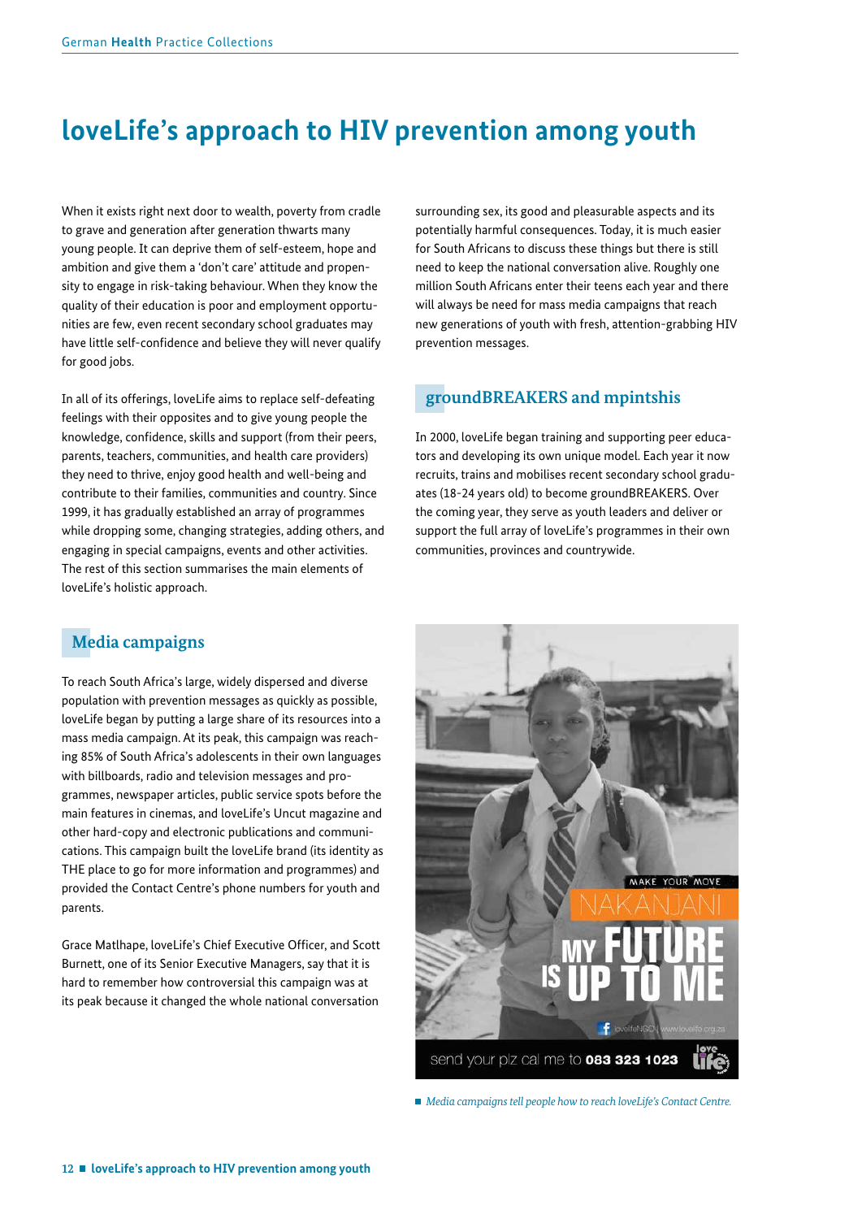# loveLife's approach to HIV prevention among youth

When it exists right next door to wealth, poverty from cradle to grave and generation after generation thwarts many young people. It can deprive them of self-esteem, hope and ambition and give them a 'don't care' attitude and propensity to engage in risk-taking behaviour. When they know the quality of their education is poor and employment opportunities are few, even recent secondary school graduates may have little self-confidence and believe they will never qualify for good jobs.

In all of its offerings, loveLife aims to replace self-defeating feelings with their opposites and to give young people the knowledge, confidence, skills and support (from their peers, parents, teachers, communities, and health care providers) they need to thrive, enjoy good health and well-being and contribute to their families, communities and country. Since 1999, it has gradually established an array of programmes while dropping some, changing strategies, adding others, and engaging in special campaigns, events and other activities. The rest of this section summarises the main elements of loveLife's holistic approach.

## Media campaigns

To reach South Africa's large, widely dispersed and diverse population with prevention messages as quickly as possible, loveLife began by putting a large share of its resources into a mass media campaign. At its peak, this campaign was reaching 85% of South Africa's adolescents in their own languages with billboards, radio and television messages and programmes, newspaper articles, public service spots before the main features in cinemas, and loveLife's Uncut magazine and other hard-copy and electronic publications and communications. This campaign built the loveLife brand (its identity as THE place to go for more information and programmes) and provided the Contact Centre's phone numbers for youth and parents.

Grace Matlhape, loveLife's Chief Executive Officer, and Scott Burnett, one of its Senior Executive Managers, say that it is hard to remember how controversial this campaign was at its peak because it changed the whole national conversation surrounding sex, its good and pleasurable aspects and its potentially harmful consequences. Today, it is much easier for South Africans to discuss these things but there is still need to keep the national conversation alive. Roughly one million South Africans enter their teens each year and there will always be need for mass media campaigns that reach new generations of youth with fresh, attention-grabbing HIV prevention messages.

## groundBREAKERS and mpintshis

In 2000, loveLife began training and supporting peer educators and developing its own unique model. Each year it now recruits, trains and mobilises recent secondary school graduates (18-24 years old) to become groundBREAKERS. Over the coming year, they serve as youth leaders and deliver or support the full array of loveLife's programmes in their own communities, provinces and countrywide.

*Media campaigns tell people how to reach loveLife's Contact Centre.*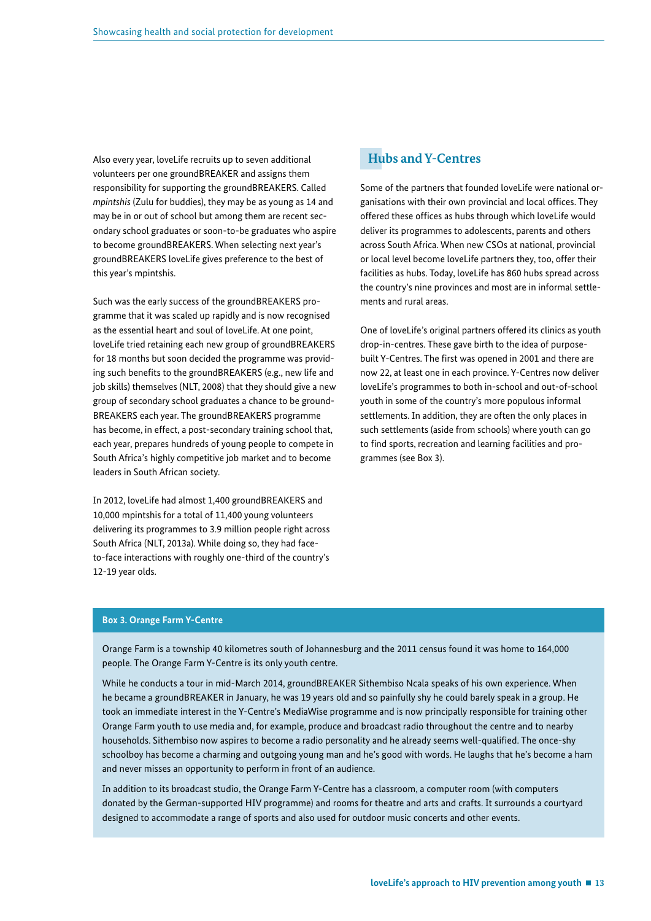Also every year, loveLife recruits up to seven additional volunteers per one groundBREAKER and assigns them responsibility for supporting the groundBREAKERS. Called *mpintshis* (Zulu for buddies), they may be as young as 14 and may be in or out of school but among them are recent secondary school graduates or soon-to-be graduates who aspire to become groundBREAKERS. When selecting next year's groundBREAKERS loveLife gives preference to the best of this year's mpintshis.

Such was the early success of the groundBREAKERS programme that it was scaled up rapidly and is now recognised as the essential heart and soul of loveLife. At one point, loveLife tried retaining each new group of groundBREAKERS for 18 months but soon decided the programme was providing such benefits to the groundBREAKERS (e.g., new life and job skills) themselves (NLT, 2008) that they should give a new group of secondary school graduates a chance to be groundBREAKERS each year. The groundBREAKERS programme has become, in effect, a post-secondary training school that, each year, prepares hundreds of young people to compete in South Africa's highly competitive job market and to become leaders in South African society.

In 2012, loveLife had almost 1,400 groundBREAKERS and 10,000 mpintshis for a total of 11,400 young volunteers delivering its programmes to 3.9 million people right across South Africa (NLT, 2013a). While doing so, they had face-to-face interactions with roughly one-third of the country's 12-19 year olds.

## Hubs and Y-Centres

Some of the partners that founded loveLife were national organisations with their own provincial and local offices. They offered these offices as hubs through which loveLife would deliver its programmes to adolescents, parents and others across South Africa. When new CSOs at national, provincial or local level become loveLife partners they, too, offer their facilities as hubs. Today, loveLife has 860 hubs spread across the country's nine provinces and most are in informal settlements and rural areas.

One of loveLife's original partners offered its clinics as youth drop-in-centres. These gave birth to the idea of purpose-built Y-Centres. The first was opened in 2001 and there are now 22, at least one in each province. Y-Centres now deliver loveLife's programmes to both in-school and out-of-school youth in some of the country's more populous informal settlements. In addition, they are often the only places in such settlements (aside from schools) where youth can go to find sports, recreation and learning facilities and programmes (see Box 3).

**Box 3. Orange Farm Y-Centre**

Orange Farm is a township 40 kilometres south of Johannesburg and the 2011 census found it was home to 164,000 people. The Orange Farm Y-Centre is its only youth centre.

While he conducts a tour in mid-March 2014, groundBREAKER Sithembiso Ncala speaks of his own experience. When he became a groundBREAKER in January, he was 19 years old and so painfully shy he could barely speak in a group. He took an immediate interest in the Y-Centre's MediaWise programme and is now principally responsible for training other Orange Farm youth to use media and, for example, produce and broadcast radio throughout the centre and to nearby households. Sithembiso now aspires to become a radio personality and he already seems well-qualified. The once-shy schoolboy has become a charming and outgoing young man and he's good with words. He laughs that he's become a ham and never misses an opportunity to perform in front of an audience.

In addition to its broadcast studio, the Orange Farm Y-Centre has a classroom, a computer room (with computers donated by the German-supported HIV programme) and rooms for theatre and arts and crafts. It surrounds a courtyard designed to accommodate a range of sports and also used for outdoor music concerts and other events.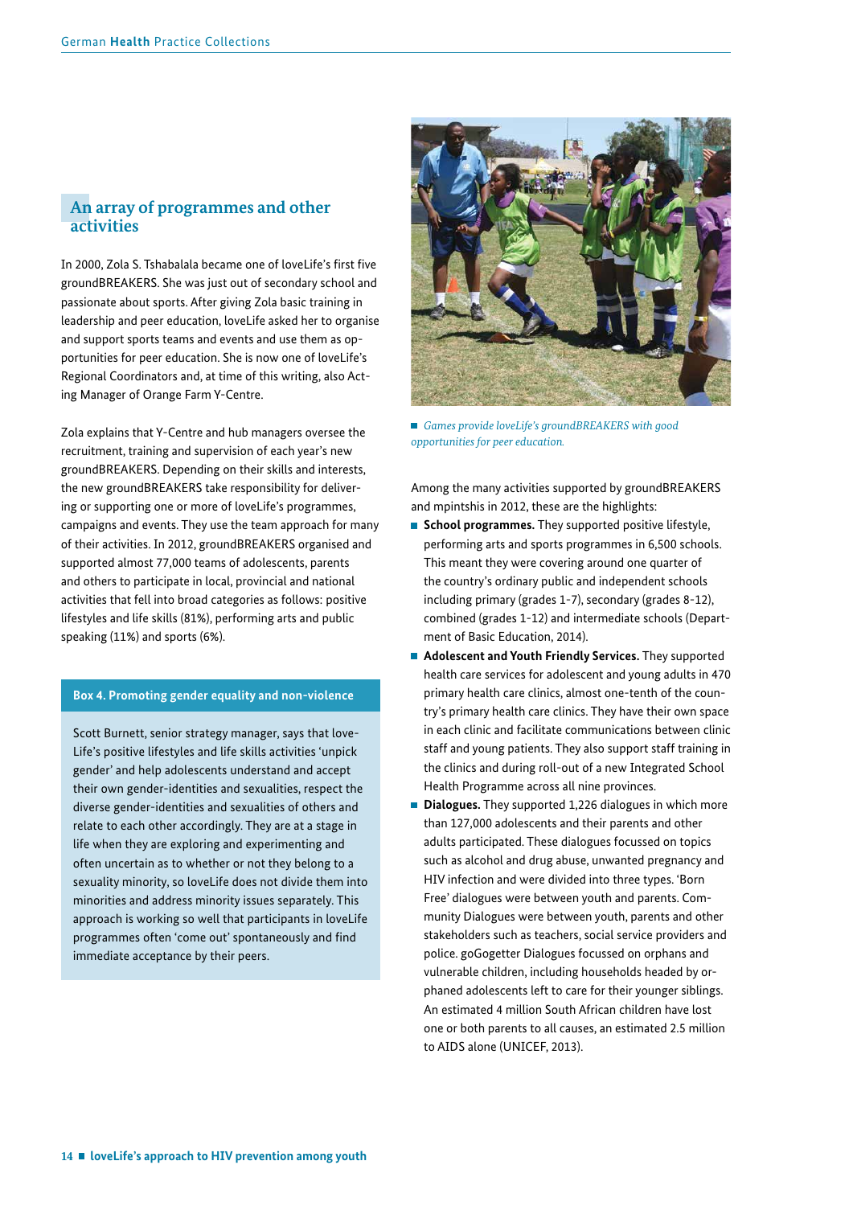## An array of programmes and other activities

In 2000, Zola S. Tshabalala became one of loveLife's first five groundBREAKERS. She was just out of secondary school and passionate about sports. After giving Zola basic training in leadership and peer education, loveLife asked her to organise and support sports teams and events and use them as opportunities for peer education. She is now one of loveLife's Regional Coordinators and, at time of this writing, also Acting Manager of Orange Farm Y-Centre.

Zola explains that Y-Centre and hub managers oversee the recruitment, training and supervision of each year's new groundBREAKERS. Depending on their skills and interests, the new groundBREAKERS take responsibility for delivering or supporting one or more of loveLife's programmes, campaigns and events. They use the team approach for many of their activities. In 2012, groundBREAKERS organised and supported almost 77,000 teams of adolescents, parents and others to participate in local, provincial and national activities that fell into broad categories as follows: positive lifestyles and life skills (81%), performing arts and public speaking (11%) and sports (6%).

**Box 4. Promoting gender equality and non-violence**

Scott Burnett, senior strategy manager, says that loveLife's positive lifestyles and life skills activities 'unpick gender' and help adolescents understand and accept their own gender-identities and sexualities, respect the diverse gender-identities and sexualities of others and relate to each other accordingly. They are at a stage in life when they are exploring and experimenting and often uncertain as to whether or not they belong to a sexuality minority, so loveLife does not divide them into minorities and address minority issues separately. This approach is working so well that participants in loveLife programmes often 'come out' spontaneously and find immediate acceptance by their peers.

*Games provide loveLife's groundBREAKERS with good opportunities for peer education.*

Among the many activities supported by groundBREAKERS and mpintshis in 2012, these are the highlights:

- **School programmes.** They supported positive lifestyle, performing arts and sports programmes in 6,500 schools. This meant they were covering around one quarter of the country's ordinary public and independent schools including primary (grades 1-7), secondary (grades 8-12), combined (grades 1-12) and intermediate schools (Department of Basic Education, 2014).
- **Adolescent and Youth Friendly Services.** They supported health care services for adolescent and young adults in 470 primary health care clinics, almost one-tenth of the country's primary health care clinics. They have their own space in each clinic and facilitate communications between clinic staff and young patients. They also support staff training in the clinics and during roll-out of a new Integrated School Health Programme across all nine provinces.
- **Dialogues.** They supported 1,226 dialogues in which more than 127,000 adolescents and their parents and other adults participated. These dialogues focussed on topics such as alcohol and drug abuse, unwanted pregnancy and HIV infection and were divided into three types. 'Born Free' dialogues were between youth and parents. Community Dialogues were between youth, parents and other stakeholders such as teachers, social service providers and police. goGogetter Dialogues focussed on orphans and vulnerable children, including households headed by orphaned adolescents left to care for their younger siblings. An estimated 4 million South African children have lost one or both parents to all causes, an estimated 2.5 million to AIDS alone (UNICEF, 2013).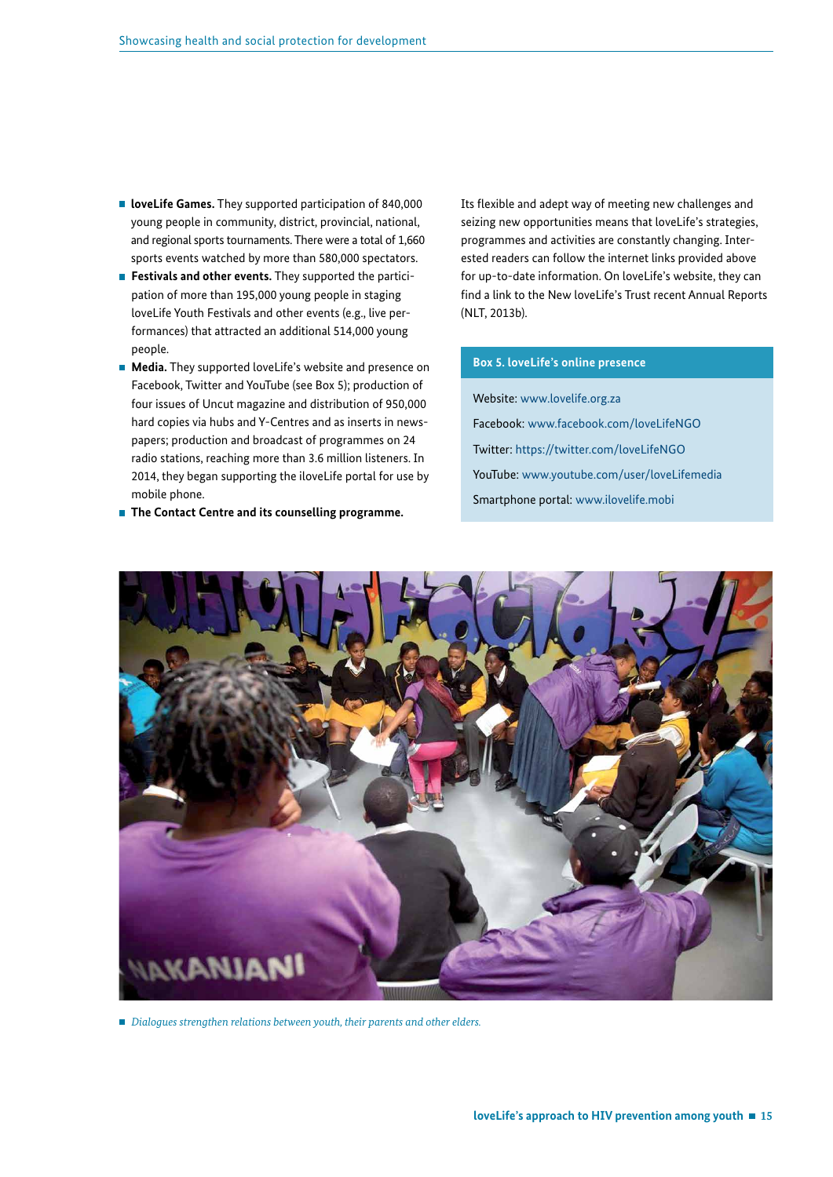- **loveLife Games.** They supported participation of 840,000 young people in community, district, provincial, national, and regional sports tournaments. There were a total of 1,660 sports events watched by more than 580,000 spectators.
- **Festivals and other events.** They supported the participation of more than 195,000 young people in staging loveLife Youth Festivals and other events (e.g., live performances) that attracted an additional 514,000 young people.
- **Media.** They supported loveLife's website and presence on Facebook, Twitter and YouTube (see Box 5); production of four issues of Uncut magazine and distribution of 950,000 hard copies via hubs and Y-Centres and as inserts in newspapers; production and broadcast of programmes on 24 radio stations, reaching more than 3.6 million listeners. In 2014, they began supporting the iloveLife portal for use by mobile phone.
- **The Contact Centre and its counselling programme.**

Its flexible and adept way of meeting new challenges and seizing new opportunities means that loveLife's strategies, programmes and activities are constantly changing. Interested readers can follow the internet links provided above for up-to-date information. On loveLife's website, they can find a link to the New loveLife's Trust recent Annual Reports (NLT, 2013b).

**Box 5. loveLife's online presence**

Website: www.lovelife.org.za

Facebook: www.facebook.com/loveLifeNGO

Twitter: https://twitter.com/loveLifeNGO

YouTube: www.youtube.com/user/loveLifemedia

Smartphone portal: www.ilovelife.mobi

*Dialogues strengthen relations between youth, their parents and other elders.*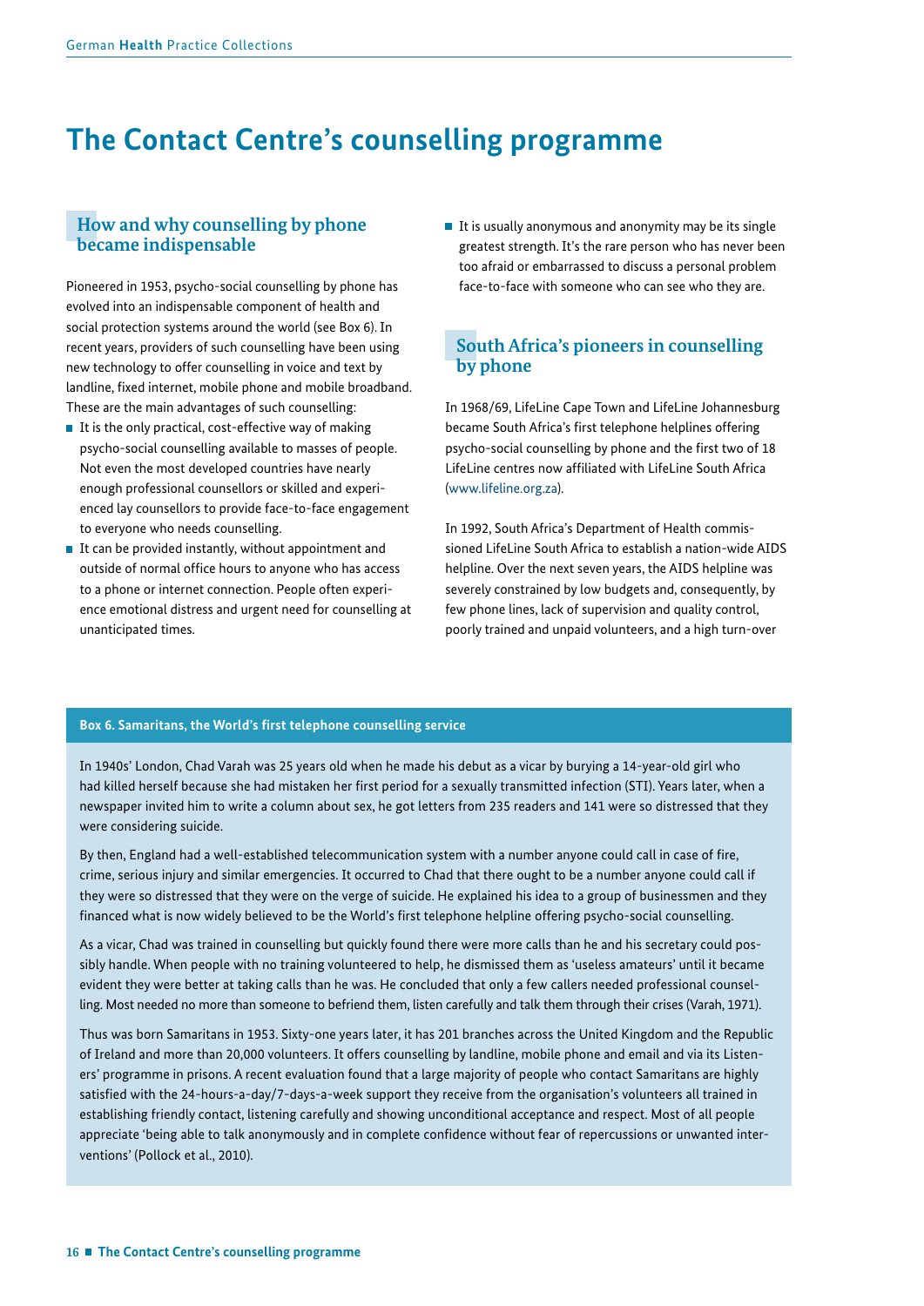# The Contact Centre's counselling programme

## How and why counselling by phone became indispensable

Pioneered in 1953, psycho-social counselling by phone has evolved into an indispensable component of health and social protection systems around the world (see Box 6). In recent years, providers of such counselling have been using new technology to offer counselling in voice and text by landline, fixed internet, mobile phone and mobile broadband. These are the main advantages of such counselling:

- It is the only practical, cost-effective way of making psycho-social counselling available to masses of people. Not even the most developed countries have nearly enough professional counsellors or skilled and experienced lay counsellors to provide face-to-face engagement to everyone who needs counselling.
- It can be provided instantly, without appointment and outside of normal office hours to anyone who has access to a phone or internet connection. People often experience emotional distress and urgent need for counselling at unanticipated times.
- It is usually anonymous and anonymity may be its single greatest strength. It's the rare person who has never been too afraid or embarrassed to discuss a personal problem face-to-face with someone who can see who they are.

## South Africa's pioneers in counselling by phone

In 1968/69, LifeLine Cape Town and LifeLine Johannesburg became South Africa's first telephone helplines offering psycho-social counselling by phone and the first two of 18 LifeLine centres now affiliated with LifeLine South Africa (www.lifeline.org.za).

In 1992, South Africa's Department of Health commissioned LifeLine South Africa to establish a nation-wide AIDS helpline. Over the next seven years, the AIDS helpline was severely constrained by low budgets and, consequently, by few phone lines, lack of supervision and quality control, poorly trained and unpaid volunteers, and a high turn-over

**Box 6. Samaritans, the World's first telephone counselling service**

In 1940s' London, Chad Varah was 25 years old when he made his debut as a vicar by burying a 14-year-old girl who had killed herself because she had mistaken her first period for a sexually transmitted infection (STI). Years later, when a newspaper invited him to write a column about sex, he got letters from 235 readers and 141 were so distressed that they were considering suicide.

By then, England had a well-established telecommunication system with a number anyone could call in case of fire, crime, serious injury and similar emergencies. It occurred to Chad that there ought to be a number anyone could call if they were so distressed that they were on the verge of suicide. He explained his idea to a group of businessmen and they financed what is now widely believed to be the World's first telephone helpline offering psycho-social counselling.

As a vicar, Chad was trained in counselling but quickly found there were more calls than he and his secretary could possibly handle. When people with no training volunteered to help, he dismissed them as 'useless amateurs' until it became evident they were better at taking calls than he was. He concluded that only a few callers needed professional counselling. Most needed no more than someone to befriend them, listen carefully and talk them through their crises (Varah, 1971).

Thus was born Samaritans in 1953. Sixty-one years later, it has 201 branches across the United Kingdom and the Republic of Ireland and more than 20,000 volunteers. It offers counselling by landline, mobile phone and email and via its Listeners' programme in prisons. A recent evaluation found that a large majority of people who contact Samaritans are highly satisfied with the 24-hours-a-day/7-days-a-week support they receive from the organisation's volunteers all trained in establishing friendly contact, listening carefully and showing unconditional acceptance and respect. Most of all people appreciate 'being able to talk anonymously and in complete confidence without fear of repercussions or unwanted interventions' (Pollock et al., 2010).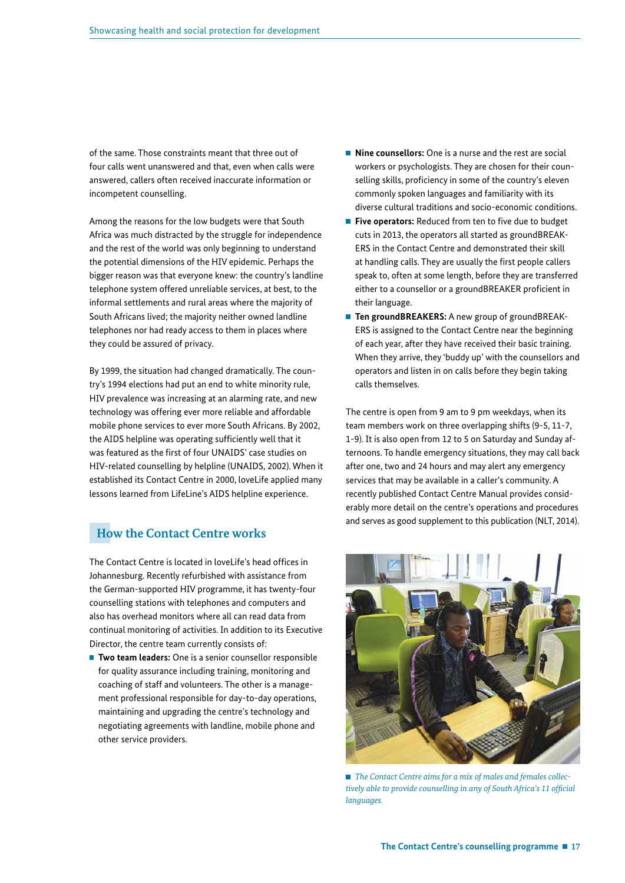of the same. Those constraints meant that three out of four calls went unanswered and that, even when calls were answered, callers often received inaccurate information or incompetent counselling.

Among the reasons for the low budgets were that South Africa was much distracted by the struggle for independence and the rest of the world was only beginning to understand the potential dimensions of the HIV epidemic. Perhaps the bigger reason was that everyone knew: the country's landline telephone system offered unreliable services, at best, to the informal settlements and rural areas where the majority of South Africans lived; the majority neither owned landline telephones nor had ready access to them in places where they could be assured of privacy.

By 1999, the situation had changed dramatically. The country's 1994 elections had put an end to white minority rule, HIV prevalence was increasing at an alarming rate, and new technology was offering ever more reliable and affordable mobile phone services to ever more South Africans. By 2002, the AIDS helpline was operating sufficiently well that it was featured as the first of four UNAIDS' case studies on HIV-related counselling by helpline (UNAIDS, 2002). When it established its Contact Centre in 2000, loveLife applied many lessons learned from LifeLine's AIDS helpline experience.

## How the Contact Centre works

The Contact Centre is located in loveLife's head offices in Johannesburg. Recently refurbished with assistance from the German-supported HIV programme, it has twenty-four counselling stations with telephones and computers and also has overhead monitors where all can read data from continual monitoring of activities. In addition to its Executive Director, the centre team currently consists of:

- **Two team leaders:** One is a senior counsellor responsible for quality assurance including training, monitoring and coaching of staff and volunteers. The other is a management professional responsible for day-to-day operations, maintaining and upgrading the centre's technology and negotiating agreements with landline, mobile phone and other service providers.
- **Nine counsellors:** One is a nurse and the rest are social workers or psychologists. They are chosen for their counselling skills, proficiency in some of the country's eleven commonly spoken languages and familiarity with its diverse cultural traditions and socio-economic conditions.
- **Five operators:** Reduced from ten to five due to budget cuts in 2013, the operators all started as groundBREAKERS in the Contact Centre and demonstrated their skill at handling calls. They are usually the first people callers speak to, often at some length, before they are transferred either to a counsellor or a groundBREAKER proficient in their language.
- **Ten groundBREAKERS:** A new group of groundBREAKERS is assigned to the Contact Centre near the beginning of each year, after they have received their basic training. When they arrive, they 'buddy up' with the counsellors and operators and listen in on calls before they begin taking calls themselves.

The centre is open from 9 am to 9 pm weekdays, when its team members work on three overlapping shifts (9-5, 11-7, 1-9). It is also open from 12 to 5 on Saturday and Sunday afternoons. To handle emergency situations, they may call back after one, two and 24 hours and may alert any emergency services that may be available in a caller's community. A recently published Contact Centre Manual provides considerably more detail on the centre's operations and procedures and serves as good supplement to this publication (NLT, 2014).

*The Contact Centre aims for a mix of males and females collectively able to provide counselling in any of South Africa's 11 official languages.*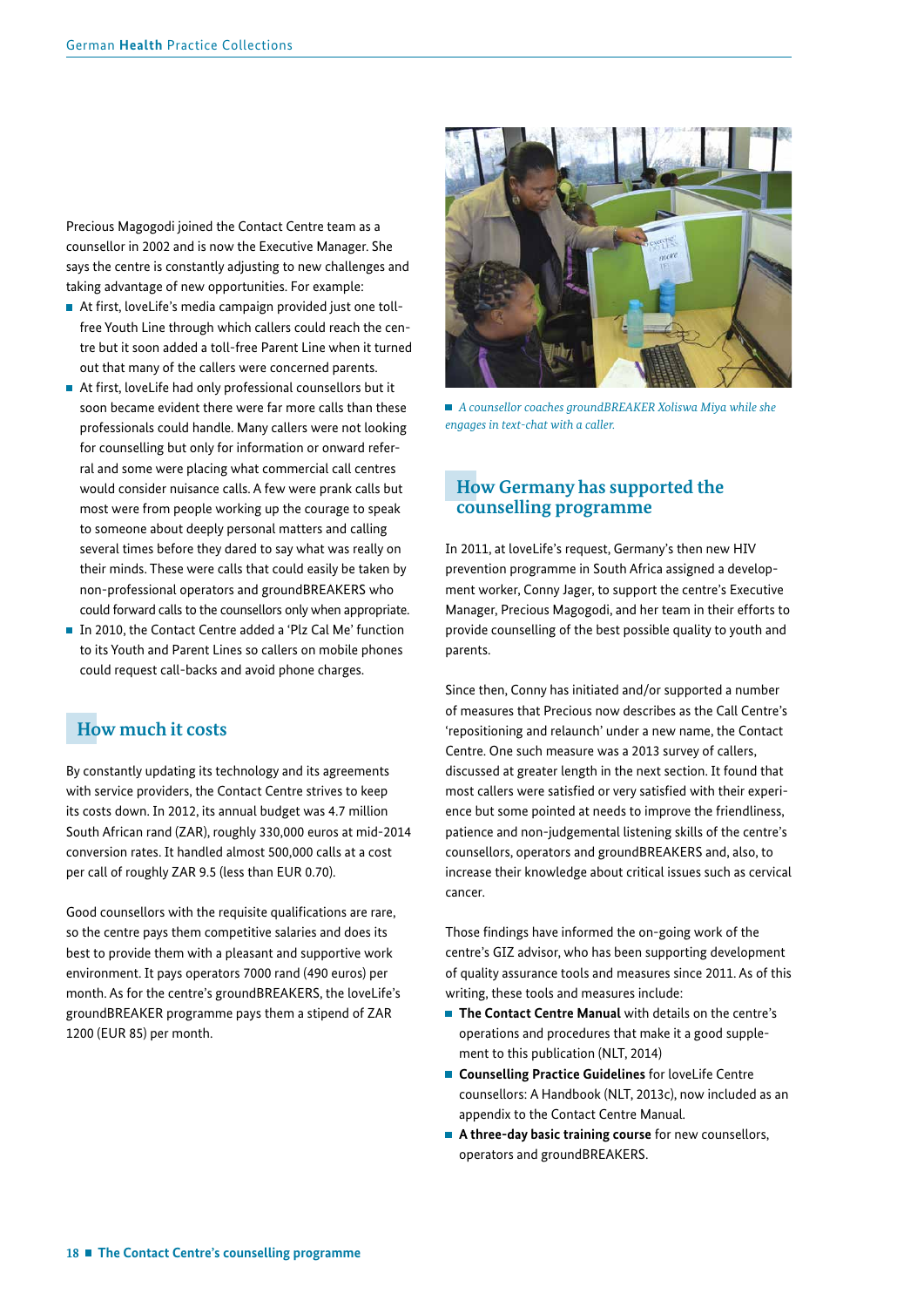Precious Magogodi joined the Contact Centre team as a counsellor in 2002 and is now the Executive Manager. She says the centre is constantly adjusting to new challenges and taking advantage of new opportunities. For example:

- At first, loveLife's media campaign provided just one toll-free Youth Line through which callers could reach the centre but it soon added a toll-free Parent Line when it turned out that many of the callers were concerned parents.
- At first, loveLife had only professional counsellors but it soon became evident there were far more calls than these professionals could handle. Many callers were not looking for counselling but only for information or onward referral and some were placing what commercial call centres would consider nuisance calls. A few were prank calls but most were from people working up the courage to speak to someone about deeply personal matters and calling several times before they dared to say what was really on their minds. These were calls that could easily be taken by non-professional operators and groundBREAKERS who could forward calls to the counsellors only when appropriate.
- In 2010, the Contact Centre added a 'Plz Cal Me' function to its Youth and Parent Lines so callers on mobile phones could request call-backs and avoid phone charges.

## How much it costs

By constantly updating its technology and its agreements with service providers, the Contact Centre strives to keep its costs down. In 2012, its annual budget was 4.7 million South African rand (ZAR), roughly 330,000 euros at mid-2014 conversion rates. It handled almost 500,000 calls at a cost per call of roughly ZAR 9.5 (less than EUR 0.70).

Good counsellors with the requisite qualifications are rare, so the centre pays them competitive salaries and does its best to provide them with a pleasant and supportive work environment. It pays operators 7000 rand (490 euros) per month. As for the centre's groundBREAKERS, the loveLife's groundBREAKER programme pays them a stipend of ZAR 1200 (EUR 85) per month.

*A counsellor coaches groundBREAKER Xoliswa Miya while she engages in text-chat with a caller.*

## How Germany has supported the counselling programme

In 2011, at loveLife's request, Germany's then new HIV prevention programme in South Africa assigned a development worker, Conny Jager, to support the centre's Executive Manager, Precious Magogodi, and her team in their efforts to provide counselling of the best possible quality to youth and parents.

Since then, Conny has initiated and/or supported a number of measures that Precious now describes as the Call Centre's 'repositioning and relaunch' under a new name, the Contact Centre. One such measure was a 2013 survey of callers, discussed at greater length in the next section. It found that most callers were satisfied or very satisfied with their experience but some pointed at needs to improve the friendliness, patience and non-judgemental listening skills of the centre's counsellors, operators and groundBREAKERS and, also, to increase their knowledge about critical issues such as cervical cancer.

Those findings have informed the on-going work of the centre's GIZ advisor, who has been supporting development of quality assurance tools and measures since 2011. As of this writing, these tools and measures include:

- **The Contact Centre Manual** with details on the centre's operations and procedures that make it a good supplement to this publication (NLT, 2014)
- **Counselling Practice Guidelines** for loveLife Centre counsellors: A Handbook (NLT, 2013c), now included as an appendix to the Contact Centre Manual.
- **A three-day basic training course** for new counsellors, operators and groundBREAKERS.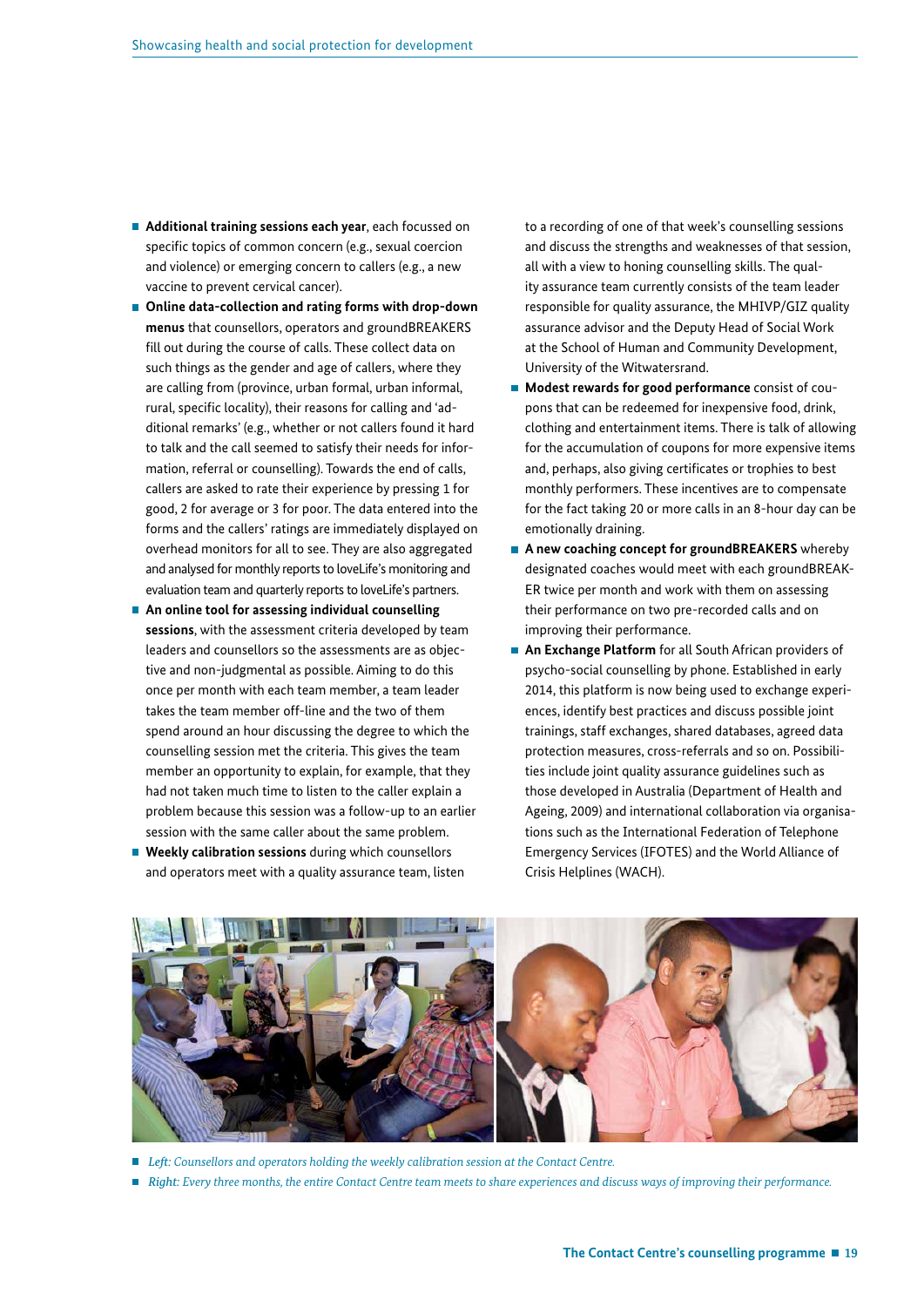- **Additional training sessions each year**, each focussed on specific topics of common concern (e.g., sexual coercion and violence) or emerging concern to callers (e.g., a new vaccine to prevent cervical cancer).
- **Online data-collection and rating forms with drop-down menus** that counsellors, operators and groundBREAKERS fill out during the course of calls. These collect data on such things as the gender and age of callers, where they are calling from (province, urban formal, urban informal, rural, specific locality), their reasons for calling and 'additional remarks' (e.g., whether or not callers found it hard to talk and the call seemed to satisfy their needs for information, referral or counselling). Towards the end of calls, callers are asked to rate their experience by pressing 1 for good, 2 for average or 3 for poor. The data entered into the forms and the callers' ratings are immediately displayed on overhead monitors for all to see. They are also aggregated and analysed for monthly reports to loveLife's monitoring and evaluation team and quarterly reports to loveLife's partners.
- **An online tool for assessing individual counselling sessions**, with the assessment criteria developed by team leaders and counsellors so the assessments are as objective and non-judgmental as possible. Aiming to do this once per month with each team member, a team leader takes the team member off-line and the two of them spend around an hour discussing the degree to which the counselling session met the criteria. This gives the team member an opportunity to explain, for example, that they had not taken much time to listen to the caller explain a problem because this session was a follow-up to an earlier session with the same caller about the same problem.
- **Weekly calibration sessions** during which counsellors and operators meet with a quality assurance team, listen to a recording of one of that week's counselling sessions and discuss the strengths and weaknesses of that session, all with a view to honing counselling skills. The quality assurance team currently consists of the team leader responsible for quality assurance, the MHIVP/GIZ quality assurance advisor and the Deputy Head of Social Work at the School of Human and Community Development, University of the Witwatersrand.
- **Modest rewards for good performance** consist of coupons that can be redeemed for inexpensive food, drink, clothing and entertainment items. There is talk of allowing for the accumulation of coupons for more expensive items and, perhaps, also giving certificates or trophies to best monthly performers. These incentives are to compensate for the fact taking 20 or more calls in an 8-hour day can be emotionally draining.
- **A new coaching concept for groundBREAKERS** whereby designated coaches would meet with each groundBREAKER twice per month and work with them on assessing their performance on two pre-recorded calls and on improving their performance.
- **An Exchange Platform** for all South African providers of psycho-social counselling by phone. Established in early 2014, this platform is now being used to exchange experiences, identify best practices and discuss possible joint trainings, staff exchanges, shared databases, agreed data protection measures, cross-referrals and so on. Possibilities include joint quality assurance guidelines such as those developed in Australia (Department of Health and Ageing, 2009) and international collaboration via organisations such as the International Federation of Telephone Emergency Services (IFOTES) and the World Alliance of Crisis Helplines (WACH).

- *Left: Counsellors and operators holding the weekly calibration session at the Contact Centre.*
- *Right: Every three months, the entire Contact Centre team meets to share experiences and discuss ways of improving their performance.*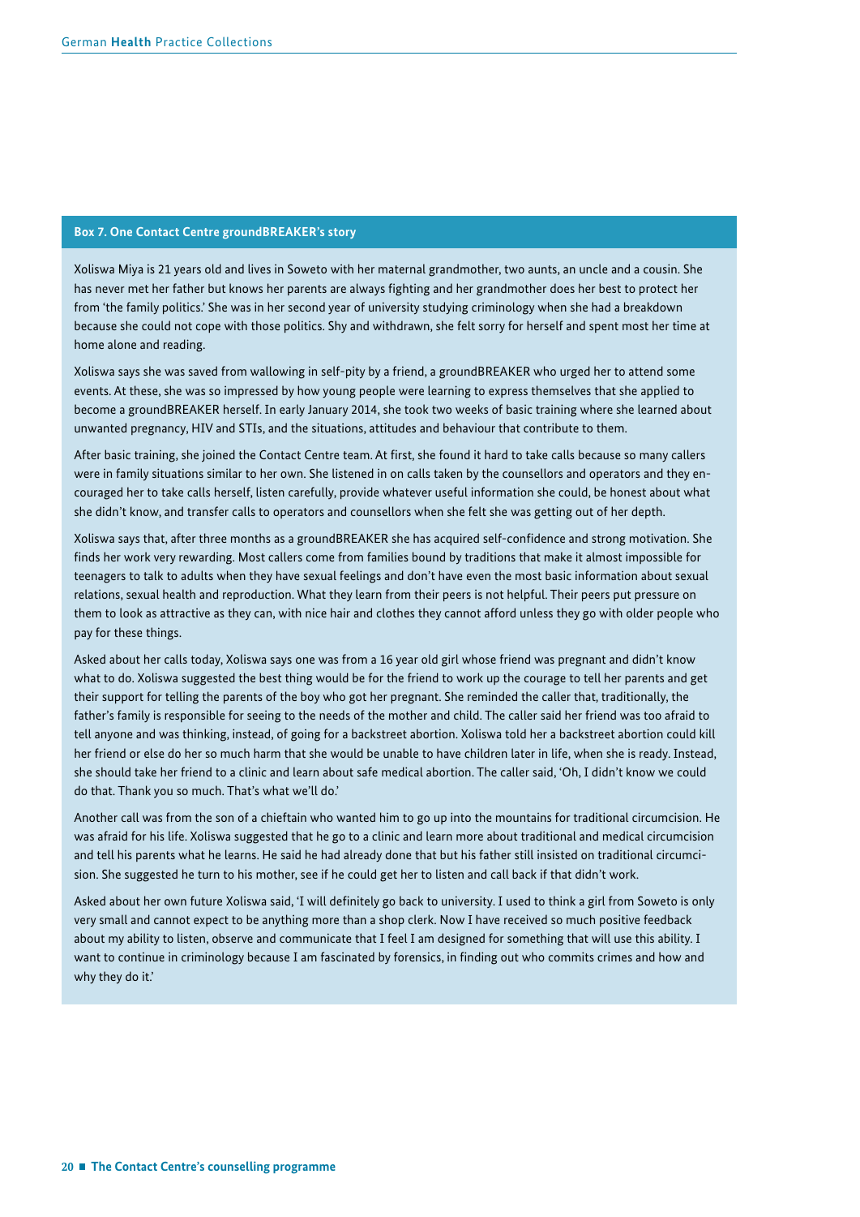### Box 7. One Contact Centre groundBREAKER's story

Xoliswa Miya is 21 years old and lives in Soweto with her maternal grandmother, two aunts, an uncle and a cousin. She has never met her father but knows her parents are always fighting and her grandmother does her best to protect her from 'the family politics.' She was in her second year of university studying criminology when she had a breakdown because she could not cope with those politics. Shy and withdrawn, she felt sorry for herself and spent most her time at home alone and reading.

Xoliswa says she was saved from wallowing in self-pity by a friend, a groundBREAKER who urged her to attend some events. At these, she was so impressed by how young people were learning to express themselves that she applied to become a groundBREAKER herself. In early January 2014, she took two weeks of basic training where she learned about unwanted pregnancy, HIV and STIs, and the situations, attitudes and behaviour that contribute to them.

After basic training, she joined the Contact Centre team. At first, she found it hard to take calls because so many callers were in family situations similar to her own. She listened in on calls taken by the counsellors and operators and they encouraged her to take calls herself, listen carefully, provide whatever useful information she could, be honest about what she didn't know, and transfer calls to operators and counsellors when she felt she was getting out of her depth.

Xoliswa says that, after three months as a groundBREAKER she has acquired self-confidence and strong motivation. She finds her work very rewarding. Most callers come from families bound by traditions that make it almost impossible for teenagers to talk to adults when they have sexual feelings and don't have even the most basic information about sexual relations, sexual health and reproduction. What they learn from their peers is not helpful. Their peers put pressure on them to look as attractive as they can, with nice hair and clothes they cannot afford unless they go with older people who pay for these things.

Asked about her calls today, Xoliswa says one was from a 16 year old girl whose friend was pregnant and didn't know what to do. Xoliswa suggested the best thing would be for the friend to work up the courage to tell her parents and get their support for telling the parents of the boy who got her pregnant. She reminded the caller that, traditionally, the father's family is responsible for seeing to the needs of the mother and child. The caller said her friend was too afraid to tell anyone and was thinking, instead, of going for a backstreet abortion. Xoliswa told her a backstreet abortion could kill her friend or else do her so much harm that she would be unable to have children later in life, when she is ready. Instead, she should take her friend to a clinic and learn about safe medical abortion. The caller said, 'Oh, I didn't know we could do that. Thank you so much. That's what we'll do.'

Another call was from the son of a chieftain who wanted him to go up into the mountains for traditional circumcision. He was afraid for his life. Xoliswa suggested that he go to a clinic and learn more about traditional and medical circumcision and tell his parents what he learns. He said he had already done that but his father still insisted on traditional circumcision. She suggested he turn to his mother, see if he could get her to listen and call back if that didn't work.

Asked about her own future Xoliswa said, 'I will definitely go back to university. I used to think a girl from Soweto is only very small and cannot expect to be anything more than a shop clerk. Now I have received so much positive feedback about my ability to listen, observe and communicate that I feel I am designed for something that will use this ability. I want to continue in criminology because I am fascinated by forensics, in finding out who commits crimes and how and why they do it.'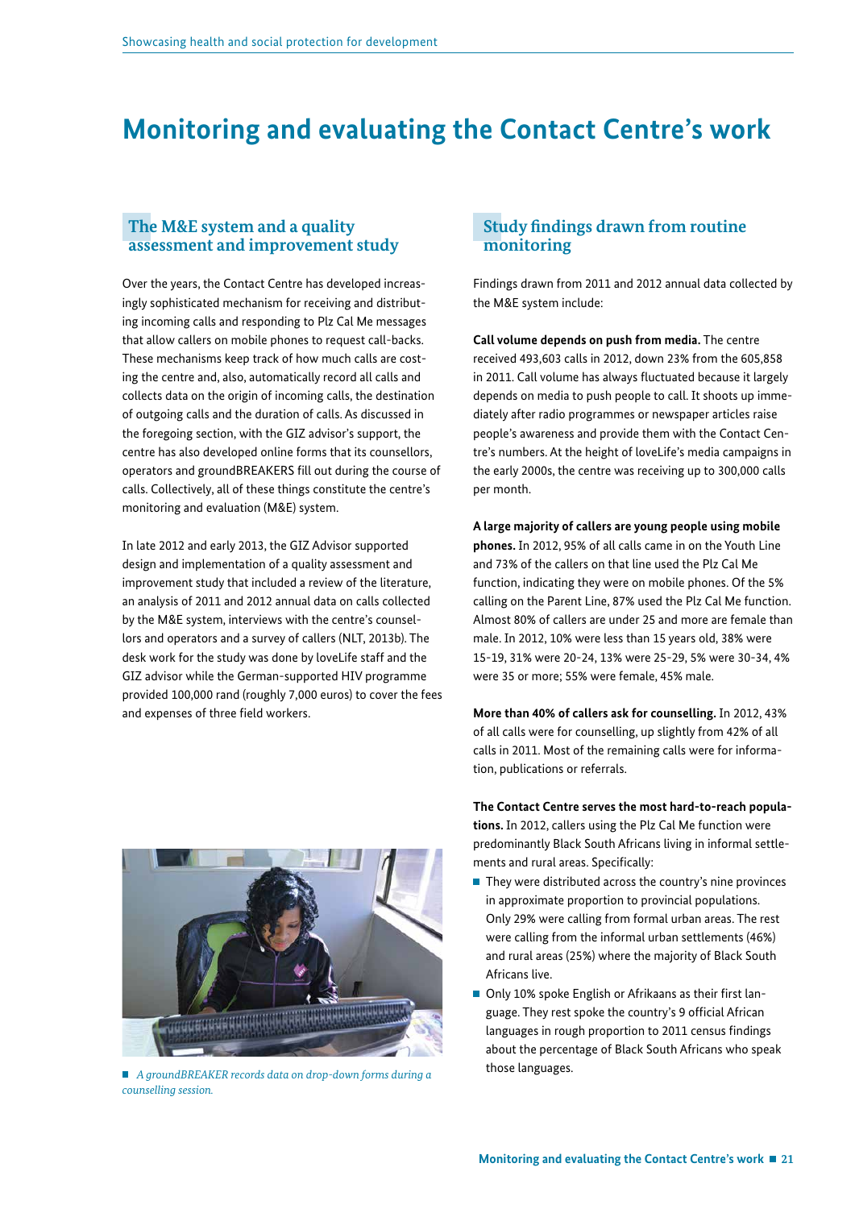# Monitoring and evaluating the Contact Centre's work

## The M&E system and a quality assessment and improvement study

Over the years, the Contact Centre has developed increasingly sophisticated mechanism for receiving and distributing incoming calls and responding to Plz Cal Me messages that allow callers on mobile phones to request call-backs. These mechanisms keep track of how much calls are costing the centre and, also, automatically record all calls and collects data on the origin of incoming calls, the destination of outgoing calls and the duration of calls. As discussed in the foregoing section, with the GIZ advisor's support, the centre has also developed online forms that its counsellors, operators and groundBREAKERS fill out during the course of calls. Collectively, all of these things constitute the centre's monitoring and evaluation (M&E) system.

In late 2012 and early 2013, the GIZ Advisor supported design and implementation of a quality assessment and improvement study that included a review of the literature, an analysis of 2011 and 2012 annual data on calls collected by the M&E system, interviews with the centre's counsellors and operators and a survey of callers (NLT, 2013b). The desk work for the study was done by loveLife staff and the GIZ advisor while the German-supported HIV programme provided 100,000 rand (roughly 7,000 euros) to cover the fees and expenses of three field workers.

*A groundBREAKER records data on drop-down forms during a counselling session.*

## Study findings drawn from routine monitoring

Findings drawn from 2011 and 2012 annual data collected by the M&E system include:

**Call volume depends on push from media.** The centre received 493,603 calls in 2012, down 23% from the 605,858 in 2011. Call volume has always fluctuated because it largely depends on media to push people to call. It shoots up immediately after radio programmes or newspaper articles raise people's awareness and provide them with the Contact Centre's numbers. At the height of loveLife's media campaigns in the early 2000s, the centre was receiving up to 300,000 calls per month.

**A large majority of callers are young people using mobile phones.** In 2012, 95% of all calls came in on the Youth Line and 73% of the callers on that line used the Plz Cal Me function, indicating they were on mobile phones. Of the 5% calling on the Parent Line, 87% used the Plz Cal Me function. Almost 80% of callers are under 25 and more are female than male. In 2012, 10% were less than 15 years old, 38% were 15-19, 31% were 20-24, 13% were 25-29, 5% were 30-34, 4% were 35 or more; 55% were female, 45% male.

**More than 40% of callers ask for counselling.** In 2012, 43% of all calls were for counselling, up slightly from 42% of all calls in 2011. Most of the remaining calls were for information, publications or referrals.

**The Contact Centre serves the most hard-to-reach populations.** In 2012, callers using the Plz Cal Me function were predominantly Black South Africans living in informal settlements and rural areas. Specifically:

- They were distributed across the country's nine provinces in approximate proportion to provincial populations. Only 29% were calling from formal urban areas. The rest were calling from the informal urban settlements (46%) and rural areas (25%) where the majority of Black South Africans live.
- Only 10% spoke English or Afrikaans as their first language. They rest spoke the country's 9 official African languages in rough proportion to 2011 census findings about the percentage of Black South Africans who speak those languages.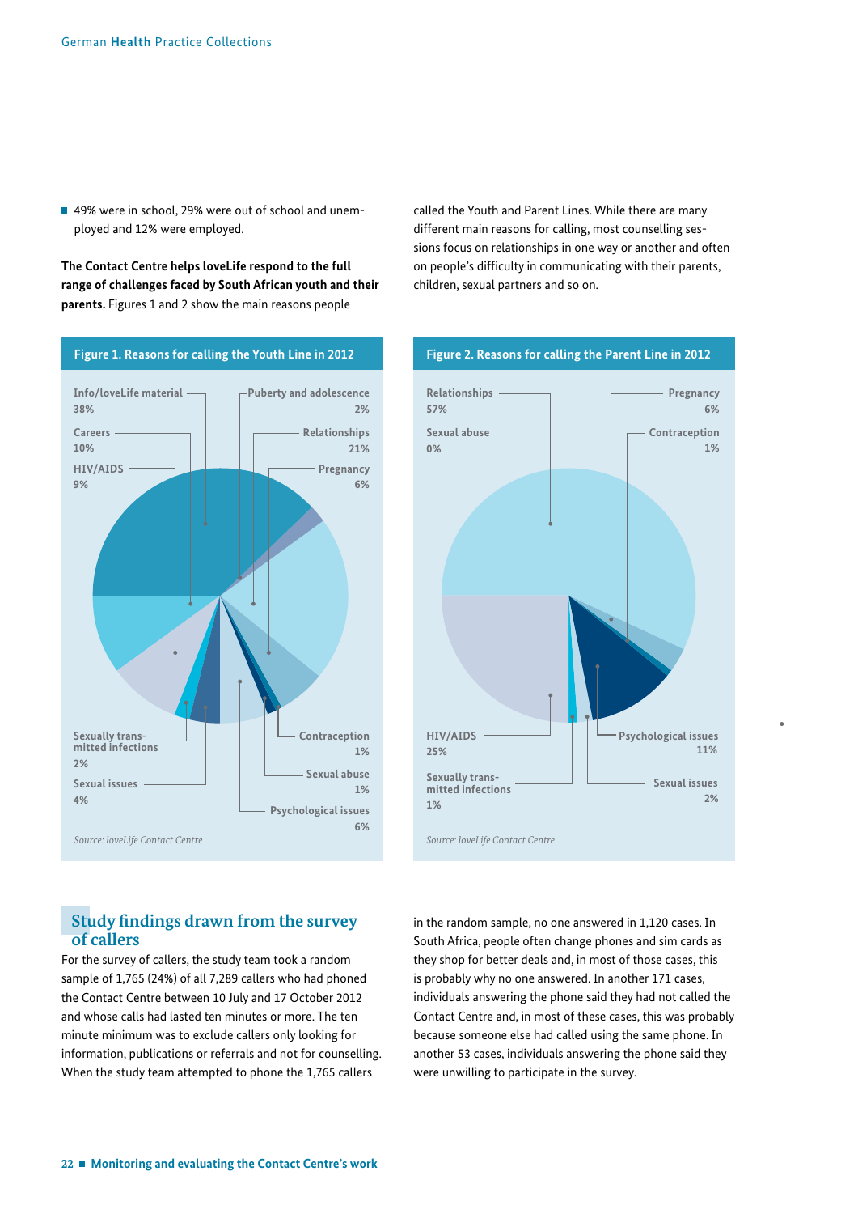- 49% were in school, 29% were out of school and unemployed and 12% were employed.

**The Contact Centre helps loveLife respond to the full range of challenges faced by South African youth and their parents.** Figures 1 and 2 show the main reasons people called the Youth and Parent Lines. While there are many different main reasons for calling, most counselling sessions focus on relationships in one way or another and often on people's difficulty in communicating with their parents, children, sexual partners and so on.

**Figure 1. Reasons for calling the Youth Line in 2012**

| Reason | % |
|---|---|
| Info/loveLife material | 38% |
| Careers | 10% |
| HIV/AIDS | 9% |
| Puberty and adolescence | 2% |
| Relationships | 21% |
| Pregnancy | 6% |
| Sexually transmitted infections | 2% |
| Sexual issues | 4% |
| Contraception | 1% |
| Sexual abuse | 1% |
| Psychological issues | 6% |

*Source: loveLife Contact Centre*

**Figure 2. Reasons for calling the Parent Line in 2012**

| Reason | % |
|---|---|
| Relationships | 57% |
| Sexual abuse | 0% |
| Pregnancy | 6% |
| Contraception | 1% |
| HIV/AIDS | 25% |
| Sexually transmitted infections | 1% |
| Psychological issues | 11% |
| Sexual issues | 2% |

*Source: loveLife Contact Centre*

## Study findings drawn from the survey of callers

For the survey of callers, the study team took a random sample of 1,765 (24%) of all 7,289 callers who had phoned the Contact Centre between 10 July and 17 October 2012 and whose calls had lasted ten minutes or more. The ten minute minimum was to exclude callers only looking for information, publications or referrals and not for counselling. When the study team attempted to phone the 1,765 callers in the random sample, no one answered in 1,120 cases. In South Africa, people often change phones and sim cards as they shop for better deals and, in most of those cases, this is probably why no one answered. In another 171 cases, individuals answering the phone said they had not called the Contact Centre and, in most of these cases, this was probably because someone else had called using the same phone. In another 53 cases, individuals answering the phone said they were unwilling to participate in the survey.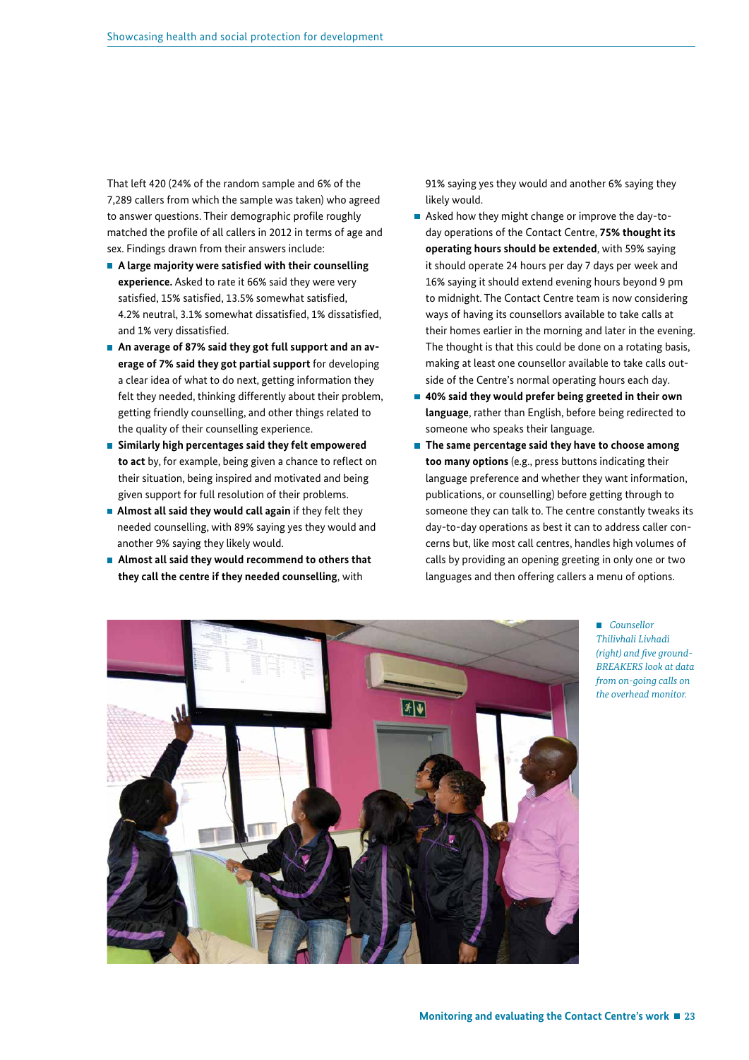That left 420 (24% of the random sample and 6% of the 7,289 callers from which the sample was taken) who agreed to answer questions. Their demographic profile roughly matched the profile of all callers in 2012 in terms of age and sex. Findings drawn from their answers include:

- **A large majority were satisfied with their counselling experience.** Asked to rate it 66% said they were very satisfied, 15% satisfied, 13.5% somewhat satisfied, 4.2% neutral, 3.1% somewhat dissatisfied, 1% dissatisfied, and 1% very dissatisfied.
- **An average of 87% said they got full support and an average of 7% said they got partial support** for developing a clear idea of what to do next, getting information they felt they needed, thinking differently about their problem, getting friendly counselling, and other things related to the quality of their counselling experience.
- **Similarly high percentages said they felt empowered to act** by, for example, being given a chance to reflect on their situation, being inspired and motivated and being given support for full resolution of their problems.
- **Almost all said they would call again** if they felt they needed counselling, with 89% saying yes they would and another 9% saying they likely would.
- **Almost all said they would recommend to others that they call the centre if they needed counselling**, with 91% saying yes they would and another 6% saying they likely would.
- Asked how they might change or improve the day-to-day operations of the Contact Centre, **75% thought its operating hours should be extended**, with 59% saying it should operate 24 hours per day 7 days per week and 16% saying it should extend evening hours beyond 9 pm to midnight. The Contact Centre team is now considering ways of having its counsellors available to take calls at their homes earlier in the morning and later in the evening. The thought is that this could be done on a rotating basis, making at least one counsellor available to take calls outside of the Centre's normal operating hours each day.
- **40% said they would prefer being greeted in their own language**, rather than English, before being redirected to someone who speaks their language.
- **The same percentage said they have to choose among too many options** (e.g., press buttons indicating their language preference and whether they want information, publications, or counselling) before getting through to someone they can talk to. The centre constantly tweaks its day-to-day operations as best it can to address caller concerns but, like most call centres, handles high volumes of calls by providing an opening greeting in only one or two languages and then offering callers a menu of options.

*Counsellor Thilivhali Livhadi (right) and five groundBREAKERS look at data from on-going calls on the overhead monitor.*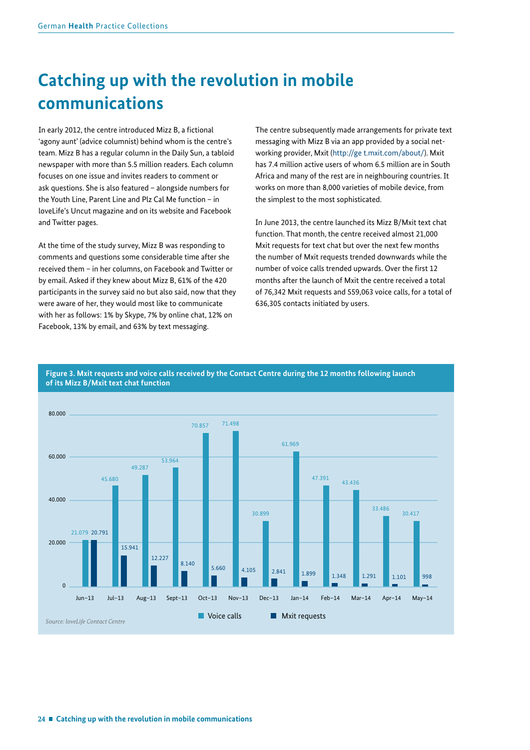# Catching up with the revolution in mobile communications

In early 2012, the centre introduced Mizz B, a fictional 'agony aunt' (advice columnist) behind whom is the centre's team. Mizz B has a regular column in the Daily Sun, a tabloid newspaper with more than 5.5 million readers. Each column focuses on one issue and invites readers to comment or ask questions. She is also featured – alongside numbers for the Youth Line, Parent Line and Plz Cal Me function – in loveLife's Uncut magazine and on its website and Facebook and Twitter pages.

At the time of the study survey, Mizz B was responding to comments and questions some considerable time after she received them – in her columns, on Facebook and Twitter or by email. Asked if they knew about Mizz B, 61% of the 420 participants in the survey said no but also said, now that they were aware of her, they would most like to communicate with her as follows: 1% by Skype, 7% by online chat, 12% on Facebook, 13% by email, and 63% by text messaging.

The centre subsequently made arrangements for private text messaging with Mizz B via an app provided by a social networking provider, Mxit (http://ge t.mxit.com/about/). Mxit has 7.4 million active users of whom 6.5 million are in South Africa and many of the rest are in neighbouring countries. It works on more than 8,000 varieties of mobile device, from the simplest to the most sophisticated.

In June 2013, the centre launched its Mizz B/Mxit text chat function. That month, the centre received almost 21,000 Mxit requests for text chat but over the next few months the number of Mxit requests trended downwards while the number of voice calls trended upwards. Over the first 12 months after the launch of Mxit the centre received a total of 76,342 Mxit requests and 559,063 voice calls, for a total of 636,305 contacts initiated by users.

**Figure 3. Mxit requests and voice calls received by the Contact Centre during the 12 months following launch of its Mizz B/Mxit text chat function**

| Month | Voice calls | Mxit requests |
|---|---|---|
| Jun–13 | 21.079 | 20.791 |
| Jul–13 | 45.680 | 15.941 |
| Aug–13 | 49.287 | 12.227 |
| Sept–13 | 53.964 | 8.140 |
| Oct–13 | 70.857 | 5.660 |
| Nov–13 | 71.498 | 4.105 |
| Dec–13 | 30.899 | 2.841 |
| Jan–14 | 61.969 | 1.899 |
| Feb–14 | 47.391 | 1.348 |
| Mar–14 | 43.436 | 1.291 |
| Apr–14 | 33.486 | 1.101 |
| May–14 | 30.417 | 998 |

*Source: loveLife Contact Centre*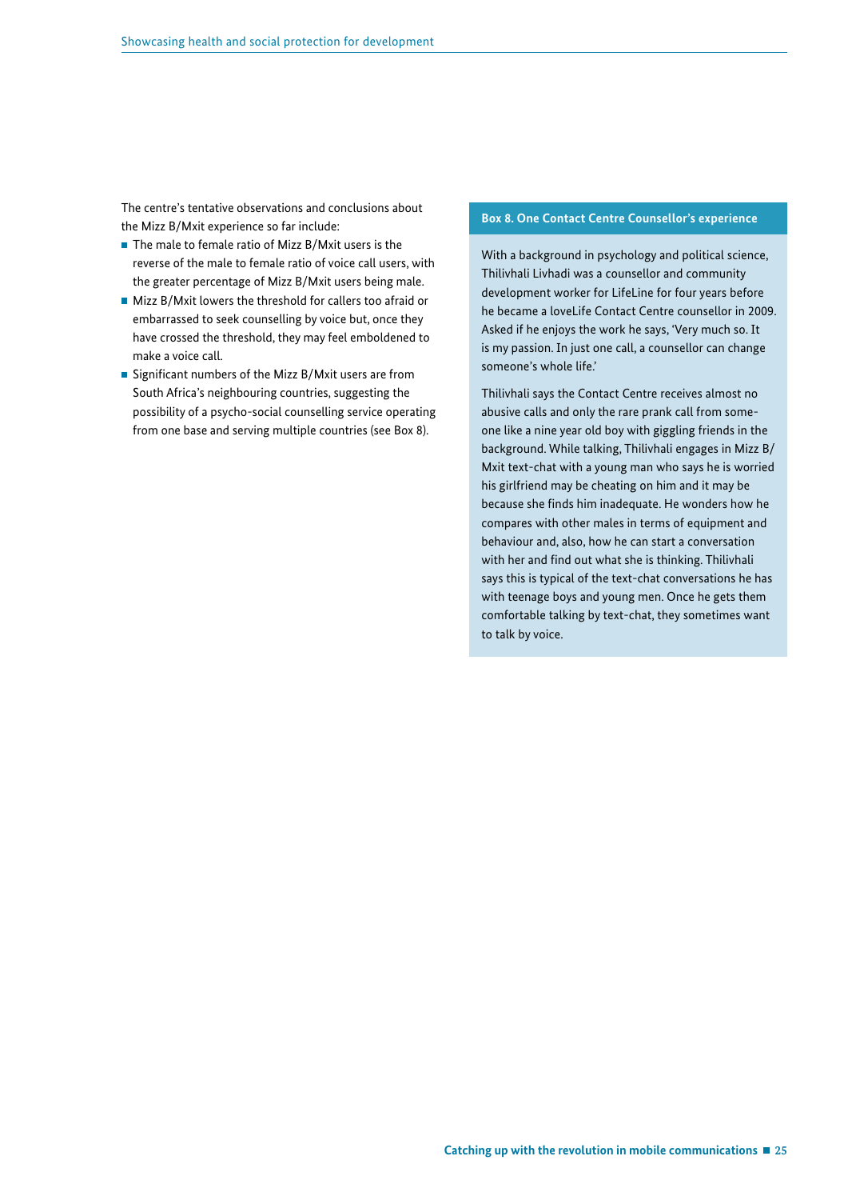The centre's tentative observations and conclusions about the Mizz B/Mxit experience so far include:

- The male to female ratio of Mizz B/Mxit users is the reverse of the male to female ratio of voice call users, with the greater percentage of Mizz B/Mxit users being male.
- Mizz B/Mxit lowers the threshold for callers too afraid or embarrassed to seek counselling by voice but, once they have crossed the threshold, they may feel emboldened to make a voice call.
- Significant numbers of the Mizz B/Mxit users are from South Africa's neighbouring countries, suggesting the possibility of a psycho-social counselling service operating from one base and serving multiple countries (see Box 8).

**Box 8. One Contact Centre Counsellor's experience**

With a background in psychology and political science, Thilivhali Livhadi was a counsellor and community development worker for LifeLine for four years before he became a loveLife Contact Centre counsellor in 2009. Asked if he enjoys the work he says, 'Very much so. It is my passion. In just one call, a counsellor can change someone's whole life.'

Thilivhali says the Contact Centre receives almost no abusive calls and only the rare prank call from someone like a nine year old boy with giggling friends in the background. While talking, Thilivhali engages in Mizz B/Mxit text-chat with a young man who says he is worried his girlfriend may be cheating on him and it may be because she finds him inadequate. He wonders how he compares with other males in terms of equipment and behaviour and, also, how he can start a conversation with her and find out what she is thinking. Thilivhali says this is typical of the text-chat conversations he has with teenage boys and young men. Once he gets them comfortable talking by text-chat, they sometimes want to talk by voice.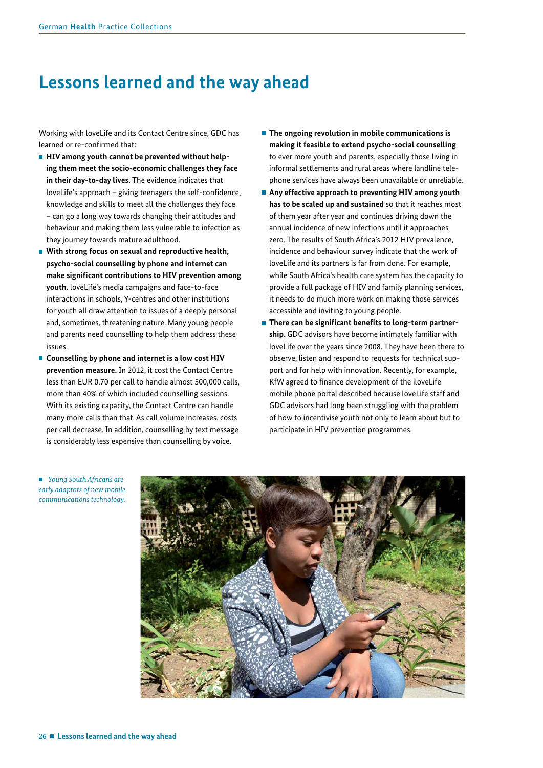# Lessons learned and the way ahead

Working with loveLife and its Contact Centre since, GDC has learned or re-confirmed that:

- **HIV among youth cannot be prevented without helping them meet the socio-economic challenges they face in their day-to-day lives.** The evidence indicates that loveLife's approach – giving teenagers the self-confidence, knowledge and skills to meet all the challenges they face – can go a long way towards changing their attitudes and behaviour and making them less vulnerable to infection as they journey towards mature adulthood.
- **With strong focus on sexual and reproductive health, psycho-social counselling by phone and internet can make significant contributions to HIV prevention among youth.** loveLife's media campaigns and face-to-face interactions in schools, Y-centres and other institutions for youth all draw attention to issues of a deeply personal and, sometimes, threatening nature. Many young people and parents need counselling to help them address these issues.
- **Counselling by phone and internet is a low cost HIV prevention measure.** In 2012, it cost the Contact Centre less than EUR 0.70 per call to handle almost 500,000 calls, more than 40% of which included counselling sessions. With its existing capacity, the Contact Centre can handle many more calls than that. As call volume increases, costs per call decrease. In addition, counselling by text message is considerably less expensive than counselling by voice.
- **The ongoing revolution in mobile communications is making it feasible to extend psycho-social counselling** to ever more youth and parents, especially those living in informal settlements and rural areas where landline telephone services have always been unavailable or unreliable.
- **Any effective approach to preventing HIV among youth has to be scaled up and sustained** so that it reaches most of them year after year and continues driving down the annual incidence of new infections until it approaches zero. The results of South Africa's 2012 HIV prevalence, incidence and behaviour survey indicate that the work of loveLife and its partners is far from done. For example, while South Africa's health care system has the capacity to provide a full package of HIV and family planning services, it needs to do much more work on making those services accessible and inviting to young people.
- **There can be significant benefits to long-term partnership.** GDC advisors have become intimately familiar with loveLife over the years since 2008. They have been there to observe, listen and respond to requests for technical support and for help with innovation. Recently, for example, KfW agreed to finance development of the iloveLife mobile phone portal described because loveLife staff and GDC advisors had long been struggling with the problem of how to incentivise youth not only to learn about but to participate in HIV prevention programmes.

*Young South Africans are early adaptors of new mobile communications technology.*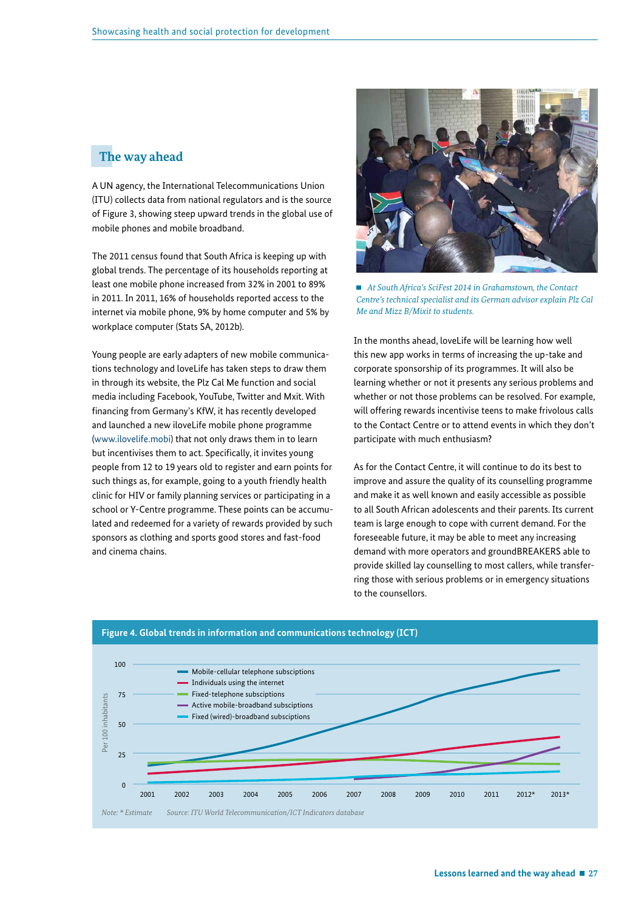## The way ahead

A UN agency, the International Telecommunications Union (ITU) collects data from national regulators and is the source of Figure 3, showing steep upward trends in the global use of mobile phones and mobile broadband.

The 2011 census found that South Africa is keeping up with global trends. The percentage of its households reporting at least one mobile phone increased from 32% in 2001 to 89% in 2011. In 2011, 16% of households reported access to the internet via mobile phone, 9% by home computer and 5% by workplace computer (Stats SA, 2012b).

Young people are early adapters of new mobile communications technology and loveLife has taken steps to draw them in through its website, the Plz Cal Me function and social media including Facebook, YouTube, Twitter and Mxit. With financing from Germany's KfW, it has recently developed and launched a new iloveLife mobile phone programme (www.ilovelife.mobi) that not only draws them in to learn but incentivises them to act. Specifically, it invites young people from 12 to 19 years old to register and earn points for such things as, for example, going to a youth friendly health clinic for HIV or family planning services or participating in a school or Y-Centre programme. These points can be accumulated and redeemed for a variety of rewards provided by such sponsors as clothing and sports good stores and fast-food and cinema chains.

*At South Africa's SciFest 2014 in Grahamstown, the Contact Centre's technical specialist and its German advisor explain Plz Cal Me and Mizz B/Mixit to students.*

In the months ahead, loveLife will be learning how well this new app works in terms of increasing the up-take and corporate sponsorship of its programmes. It will also be learning whether or not it presents any serious problems and whether or not those problems can be resolved. For example, will offering rewards incentivise teens to make frivolous calls to the Contact Centre or to attend events in which they don't participate with much enthusiasm?

As for the Contact Centre, it will continue to do its best to improve and assure the quality of its counselling programme and make it as well known and easily accessible as possible to all South African adolescents and their parents. Its current team is large enough to cope with current demand. For the foreseeable future, it may be able to meet any increasing demand with more operators and groundBREAKERS able to provide skilled lay counselling to most callers, while transferring those with serious problems or in emergency situations to the counsellors.

**Figure 4. Global trends in information and communications technology (ICT)**

Per 100 inhabitants (0–100); years 2001–2013* ; series: Mobile-cellular telephone subscriptions, Individuals using the internet, Fixed-telephone subscriptions, Active mobile-broadband subscriptions, Fixed (wired)-broadband subscriptions

*Note: \* Estimate   Source: ITU World Telecommunication/ICT Indicators database*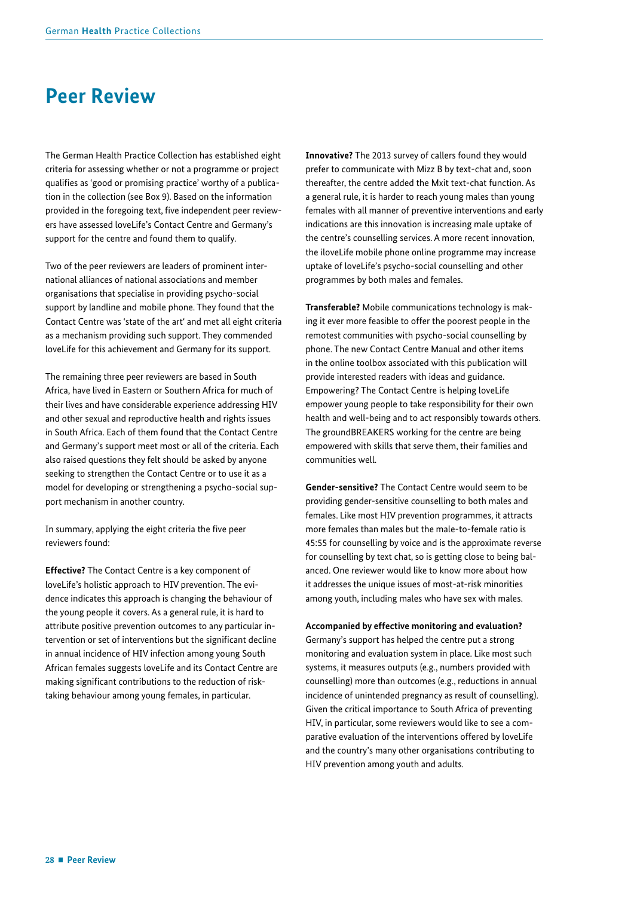# Peer Review

The German Health Practice Collection has established eight criteria for assessing whether or not a programme or project qualifies as 'good or promising practice' worthy of a publication in the collection (see Box 9). Based on the information provided in the foregoing text, five independent peer reviewers have assessed loveLife's Contact Centre and Germany's support for the centre and found them to qualify.

Two of the peer reviewers are leaders of prominent international alliances of national associations and member organisations that specialise in providing psycho-social support by landline and mobile phone. They found that the Contact Centre was 'state of the art' and met all eight criteria as a mechanism providing such support. They commended loveLife for this achievement and Germany for its support.

The remaining three peer reviewers are based in South Africa, have lived in Eastern or Southern Africa for much of their lives and have considerable experience addressing HIV and other sexual and reproductive health and rights issues in South Africa. Each of them found that the Contact Centre and Germany's support meet most or all of the criteria. Each also raised questions they felt should be asked by anyone seeking to strengthen the Contact Centre or to use it as a model for developing or strengthening a psycho-social support mechanism in another country.

In summary, applying the eight criteria the five peer reviewers found:

**Effective?** The Contact Centre is a key component of loveLife's holistic approach to HIV prevention. The evidence indicates this approach is changing the behaviour of the young people it covers. As a general rule, it is hard to attribute positive prevention outcomes to any particular intervention or set of interventions but the significant decline in annual incidence of HIV infection among young South African females suggests loveLife and its Contact Centre are making significant contributions to the reduction of risk-taking behaviour among young females, in particular.

**Innovative?** The 2013 survey of callers found they would prefer to communicate with Mizz B by text-chat and, soon thereafter, the centre added the Mxit text-chat function. As a general rule, it is harder to reach young males than young females with all manner of preventive interventions and early indications are this innovation is increasing male uptake of the centre's counselling services. A more recent innovation, the iloveLife mobile phone online programme may increase uptake of loveLife's psycho-social counselling and other programmes by both males and females.

**Transferable?** Mobile communications technology is making it ever more feasible to offer the poorest people in the remotest communities with psycho-social counselling by phone. The new Contact Centre Manual and other items in the online toolbox associated with this publication will provide interested readers with ideas and guidance. Empowering? The Contact Centre is helping loveLife empower young people to take responsibility for their own health and well-being and to act responsibly towards others. The groundBREAKERS working for the centre are being empowered with skills that serve them, their families and communities well.

**Gender-sensitive?** The Contact Centre would seem to be providing gender-sensitive counselling to both males and females. Like most HIV prevention programmes, it attracts more females than males but the male-to-female ratio is 45:55 for counselling by voice and is the approximate reverse for counselling by text chat, so is getting close to being balanced. One reviewer would like to know more about how it addresses the unique issues of most-at-risk minorities among youth, including males who have sex with males.

**Accompanied by effective monitoring and evaluation?** Germany's support has helped the centre put a strong monitoring and evaluation system in place. Like most such systems, it measures outputs (e.g., numbers provided with counselling) more than outcomes (e.g., reductions in annual incidence of unintended pregnancy as result of counselling). Given the critical importance to South Africa of preventing HIV, in particular, some reviewers would like to see a comparative evaluation of the interventions offered by loveLife and the country's many other organisations contributing to HIV prevention among youth and adults.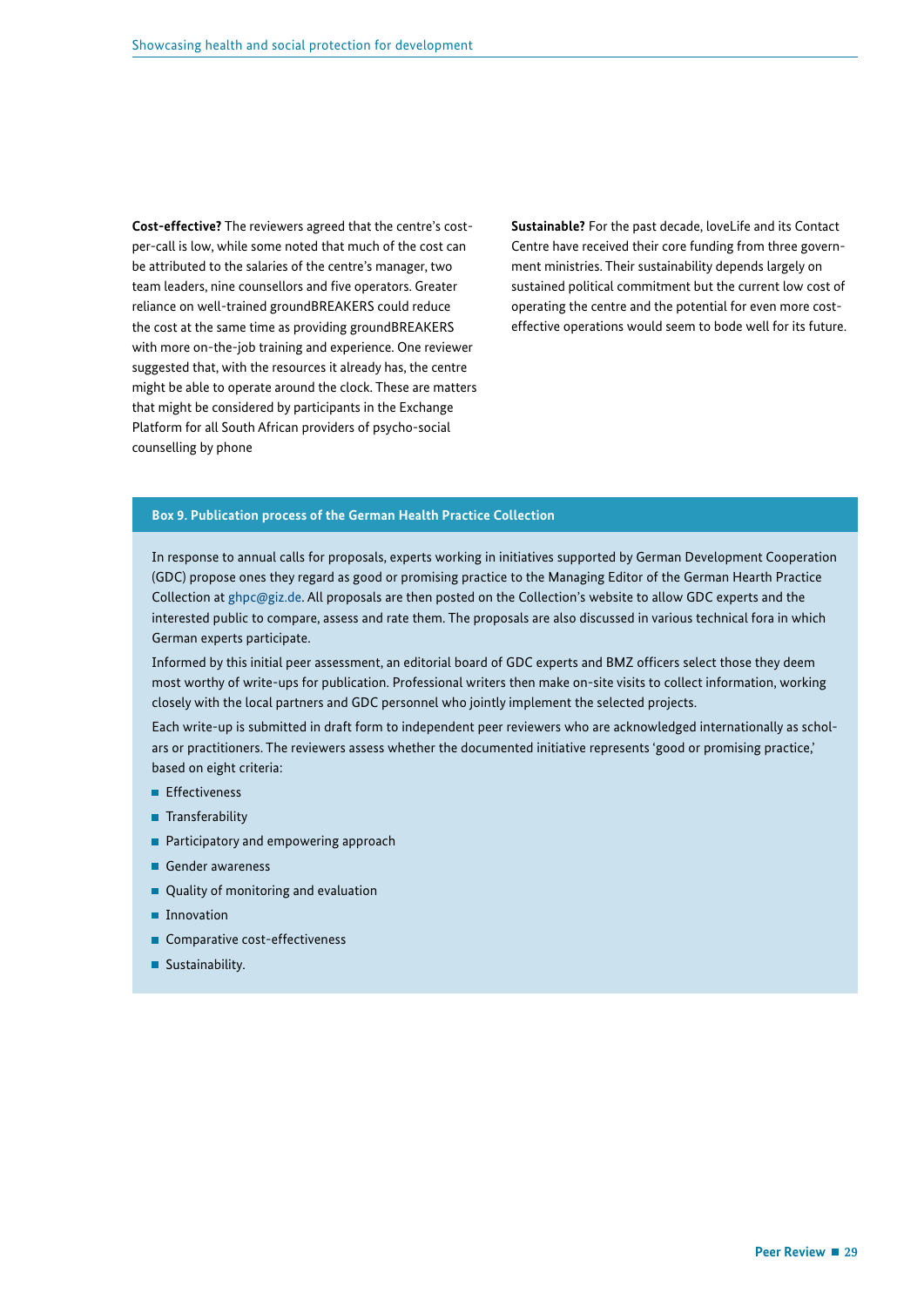**Cost-effective?** The reviewers agreed that the centre's cost-per-call is low, while some noted that much of the cost can be attributed to the salaries of the centre's manager, two team leaders, nine counsellors and five operators. Greater reliance on well-trained groundBREAKERS could reduce the cost at the same time as providing groundBREAKERS with more on-the-job training and experience. One reviewer suggested that, with the resources it already has, the centre might be able to operate around the clock. These are matters that might be considered by participants in the Exchange Platform for all South African providers of psycho-social counselling by phone

**Sustainable?** For the past decade, loveLife and its Contact Centre have received their core funding from three government ministries. Their sustainability depends largely on sustained political commitment but the current low cost of operating the centre and the potential for even more cost-effective operations would seem to bode well for its future.

**Box 9. Publication process of the German Health Practice Collection**

In response to annual calls for proposals, experts working in initiatives supported by German Development Cooperation (GDC) propose ones they regard as good or promising practice to the Managing Editor of the German Hearth Practice Collection at ghpc@giz.de. All proposals are then posted on the Collection's website to allow GDC experts and the interested public to compare, assess and rate them. The proposals are also discussed in various technical fora in which German experts participate.

Informed by this initial peer assessment, an editorial board of GDC experts and BMZ officers select those they deem most worthy of write-ups for publication. Professional writers then make on-site visits to collect information, working closely with the local partners and GDC personnel who jointly implement the selected projects.

Each write-up is submitted in draft form to independent peer reviewers who are acknowledged internationally as scholars or practitioners. The reviewers assess whether the documented initiative represents 'good or promising practice,' based on eight criteria:

- Effectiveness
- Transferability
- Participatory and empowering approach
- Gender awareness
- Quality of monitoring and evaluation
- Innovation
- Comparative cost-effectiveness
- Sustainability.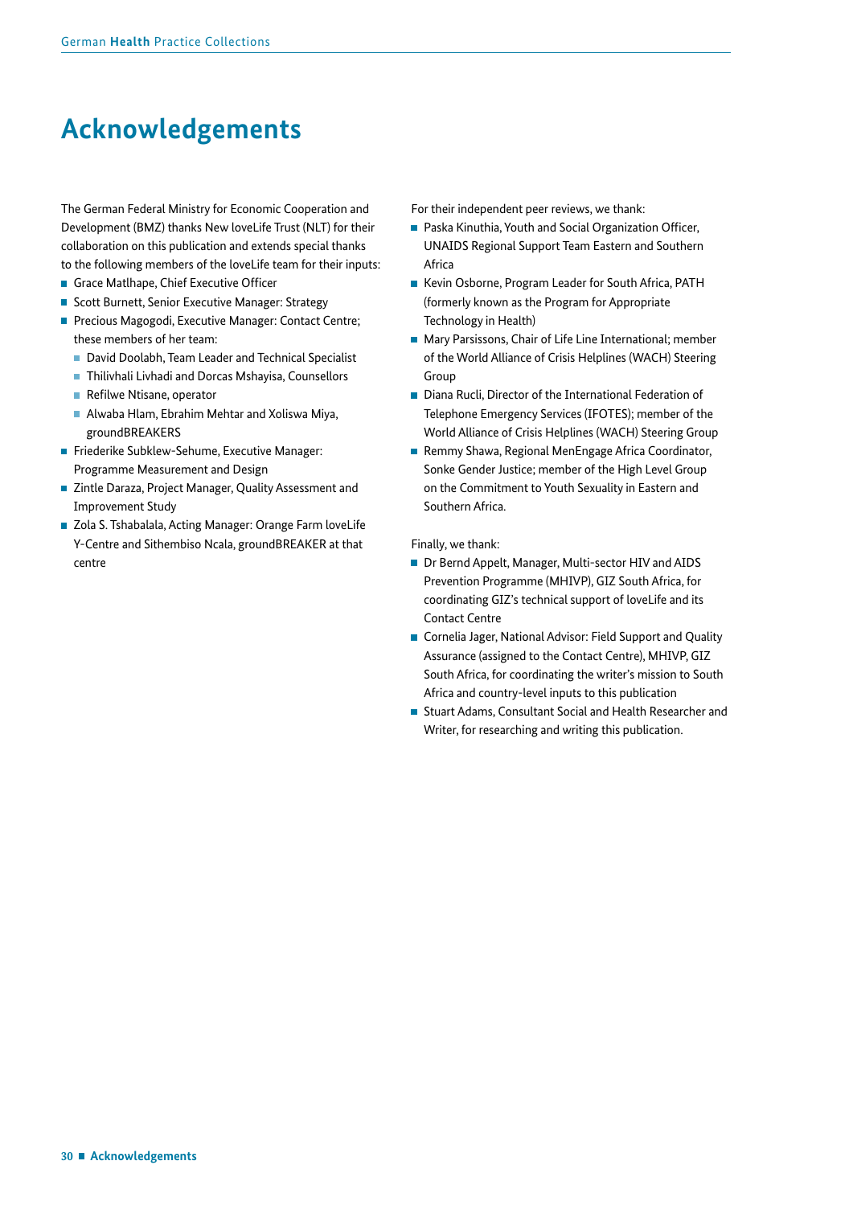# Acknowledgements

The German Federal Ministry for Economic Cooperation and Development (BMZ) thanks New loveLife Trust (NLT) for their collaboration on this publication and extends special thanks to the following members of the loveLife team for their inputs:

- Grace Matlhape, Chief Executive Officer
- Scott Burnett, Senior Executive Manager: Strategy
- Precious Magogodi, Executive Manager: Contact Centre; these members of her team:
  - David Doolabh, Team Leader and Technical Specialist
  - Thilivhali Livhadi and Dorcas Mshayisa, Counsellors
  - Refilwe Ntisane, operator
  - Alwaba Hlam, Ebrahim Mehtar and Xoliswa Miya, groundBREAKERS
- Friederike Subklew-Sehume, Executive Manager: Programme Measurement and Design
- Zintle Daraza, Project Manager, Quality Assessment and Improvement Study
- Zola S. Tshabalala, Acting Manager: Orange Farm loveLife Y-Centre and Sithembiso Ncala, groundBREAKER at that centre

For their independent peer reviews, we thank:

- Paska Kinuthia, Youth and Social Organization Officer, UNAIDS Regional Support Team Eastern and Southern Africa
- Kevin Osborne, Program Leader for South Africa, PATH (formerly known as the Program for Appropriate Technology in Health)
- Mary Parsissons, Chair of Life Line International; member of the World Alliance of Crisis Helplines (WACH) Steering Group
- Diana Rucli, Director of the International Federation of Telephone Emergency Services (IFOTES); member of the World Alliance of Crisis Helplines (WACH) Steering Group
- Remmy Shawa, Regional MenEngage Africa Coordinator, Sonke Gender Justice; member of the High Level Group on the Commitment to Youth Sexuality in Eastern and Southern Africa.

Finally, we thank:

- Dr Bernd Appelt, Manager, Multi-sector HIV and AIDS Prevention Programme (MHIVP), GIZ South Africa, for coordinating GIZ's technical support of loveLife and its Contact Centre
- Cornelia Jager, National Advisor: Field Support and Quality Assurance (assigned to the Contact Centre), MHIVP, GIZ South Africa, for coordinating the writer's mission to South Africa and country-level inputs to this publication
- Stuart Adams, Consultant Social and Health Researcher and Writer, for researching and writing this publication.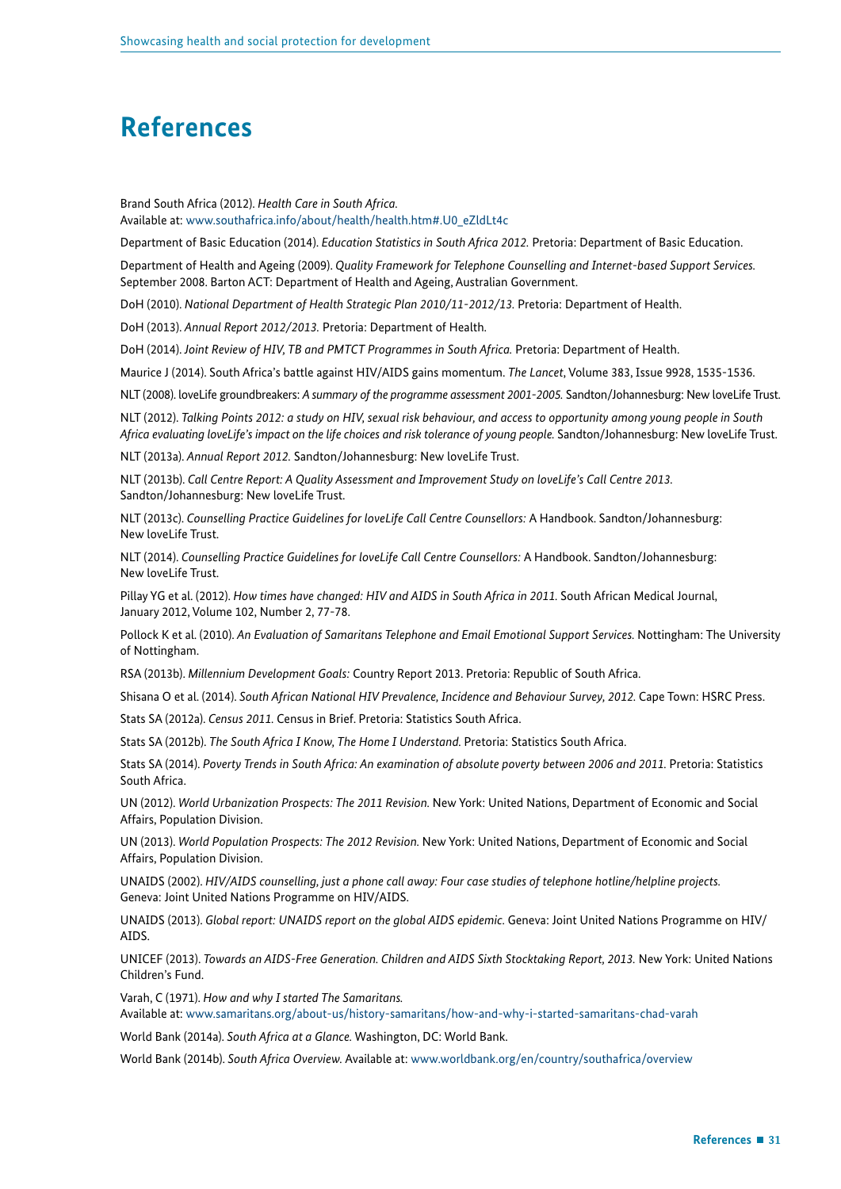# References

Brand South Africa (2012). *Health Care in South Africa.* Available at: www.southafrica.info/about/health/health.htm#.U0_eZldLt4c

Department of Basic Education (2014). *Education Statistics in South Africa 2012.* Pretoria: Department of Basic Education.

Department of Health and Ageing (2009). *Quality Framework for Telephone Counselling and Internet-based Support Services.* September 2008. Barton ACT: Department of Health and Ageing, Australian Government.

DoH (2010). *National Department of Health Strategic Plan 2010/11-2012/13.* Pretoria: Department of Health.

DoH (2013). *Annual Report 2012/2013.* Pretoria: Department of Health.

DoH (2014). *Joint Review of HIV, TB and PMTCT Programmes in South Africa.* Pretoria: Department of Health.

Maurice J (2014). South Africa's battle against HIV/AIDS gains momentum. *The Lancet*, Volume 383, Issue 9928, 1535-1536.

NLT (2008). loveLife groundbreakers: *A summary of the programme assessment 2001-2005.* Sandton/Johannesburg: New loveLife Trust.

NLT (2012). *Talking Points 2012: a study on HIV, sexual risk behaviour, and access to opportunity among young people in South Africa evaluating loveLife's impact on the life choices and risk tolerance of young people.* Sandton/Johannesburg: New loveLife Trust.

NLT (2013a). *Annual Report 2012.* Sandton/Johannesburg: New loveLife Trust.

NLT (2013b). *Call Centre Report: A Quality Assessment and Improvement Study on loveLife's Call Centre 2013.* Sandton/Johannesburg: New loveLife Trust.

NLT (2013c). *Counselling Practice Guidelines for loveLife Call Centre Counsellors:* A Handbook. Sandton/Johannesburg: New loveLife Trust.

NLT (2014). *Counselling Practice Guidelines for loveLife Call Centre Counsellors:* A Handbook. Sandton/Johannesburg: New loveLife Trust.

Pillay YG et al. (2012). *How times have changed: HIV and AIDS in South Africa in 2011.* South African Medical Journal, January 2012, Volume 102, Number 2, 77-78.

Pollock K et al. (2010). *An Evaluation of Samaritans Telephone and Email Emotional Support Services.* Nottingham: The University of Nottingham.

RSA (2013b). *Millennium Development Goals:* Country Report 2013. Pretoria: Republic of South Africa.

Shisana O et al. (2014). *South African National HIV Prevalence, Incidence and Behaviour Survey, 2012.* Cape Town: HSRC Press.

Stats SA (2012a). *Census 2011.* Census in Brief. Pretoria: Statistics South Africa.

Stats SA (2012b). *The South Africa I Know, The Home I Understand.* Pretoria: Statistics South Africa.

Stats SA (2014). *Poverty Trends in South Africa: An examination of absolute poverty between 2006 and 2011.* Pretoria: Statistics South Africa.

UN (2012). *World Urbanization Prospects: The 2011 Revision.* New York: United Nations, Department of Economic and Social Affairs, Population Division.

UN (2013). *World Population Prospects: The 2012 Revision.* New York: United Nations, Department of Economic and Social Affairs, Population Division.

UNAIDS (2002). *HIV/AIDS counselling, just a phone call away: Four case studies of telephone hotline/helpline projects.* Geneva: Joint United Nations Programme on HIV/AIDS.

UNAIDS (2013). *Global report: UNAIDS report on the global AIDS epidemic.* Geneva: Joint United Nations Programme on HIV/AIDS.

UNICEF (2013). *Towards an AIDS-Free Generation. Children and AIDS Sixth Stocktaking Report, 2013.* New York: United Nations Children's Fund.

Varah, C (1971). *How and why I started The Samaritans.* Available at: www.samaritans.org/about-us/history-samaritans/how-and-why-i-started-samaritans-chad-varah

World Bank (2014a). *South Africa at a Glance.* Washington, DC: World Bank.

World Bank (2014b). *South Africa Overview.* Available at: www.worldbank.org/en/country/southafrica/overview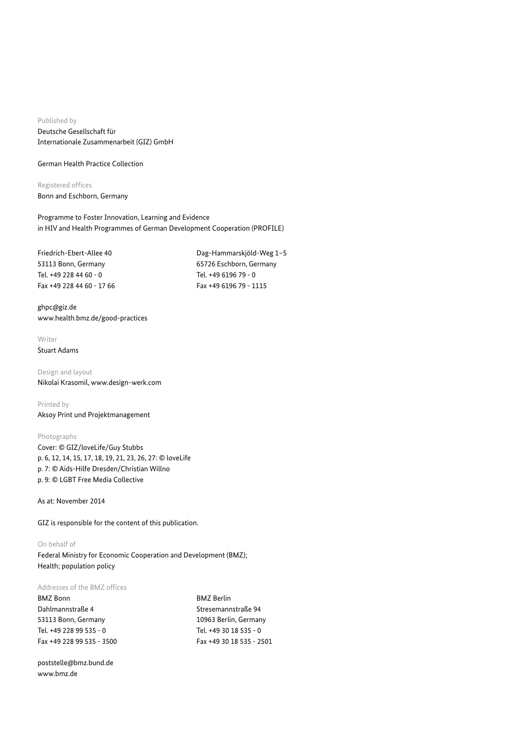Published by
Deutsche Gesellschaft für
Internationale Zusammenarbeit (GIZ) GmbH

German Health Practice Collection

Registered offices
Bonn and Eschborn, Germany

Programme to Foster Innovation, Learning and Evidence
in HIV and Health Programmes of German Development Cooperation (PROFILE)

Friedrich-Ebert-Allee 40
53113 Bonn, Germany
Tel. +49 228 44 60 - 0
Fax +49 228 44 60 - 17 66

Dag-Hammarskjöld-Weg 1–5
65726 Eschborn, Germany
Tel. +49 6196 79 - 0
Fax +49 6196 79 - 1115

ghpc@giz.de
www.health.bmz.de/good-practices

Writer
Stuart Adams

Design and layout
Nikolai Krasomil, www.design-werk.com

Printed by
Aksoy Print und Projektmanagement

Photographs
Cover: © GIZ/loveLife/Guy Stubbs
p. 6, 12, 14, 15, 17, 18, 19, 21, 23, 26, 27: © loveLife
p. 7: © Aids-Hilfe Dresden/Christian Willno
p. 9: © LGBT Free Media Collective

As at: November 2014

GIZ is responsible for the content of this publication.

On behalf of
Federal Ministry for Economic Cooperation and Development (BMZ);
Health; population policy

Addresses of the BMZ offices

BMZ Bonn
Dahlmannstraße 4
53113 Bonn, Germany
Tel. +49 228 99 535 - 0
Fax +49 228 99 535 - 3500

BMZ Berlin
Stresemannstraße 94
10963 Berlin, Germany
Tel. +49 30 18 535 - 0
Fax +49 30 18 535 - 2501

poststelle@bmz.bund.de
www.bmz.de